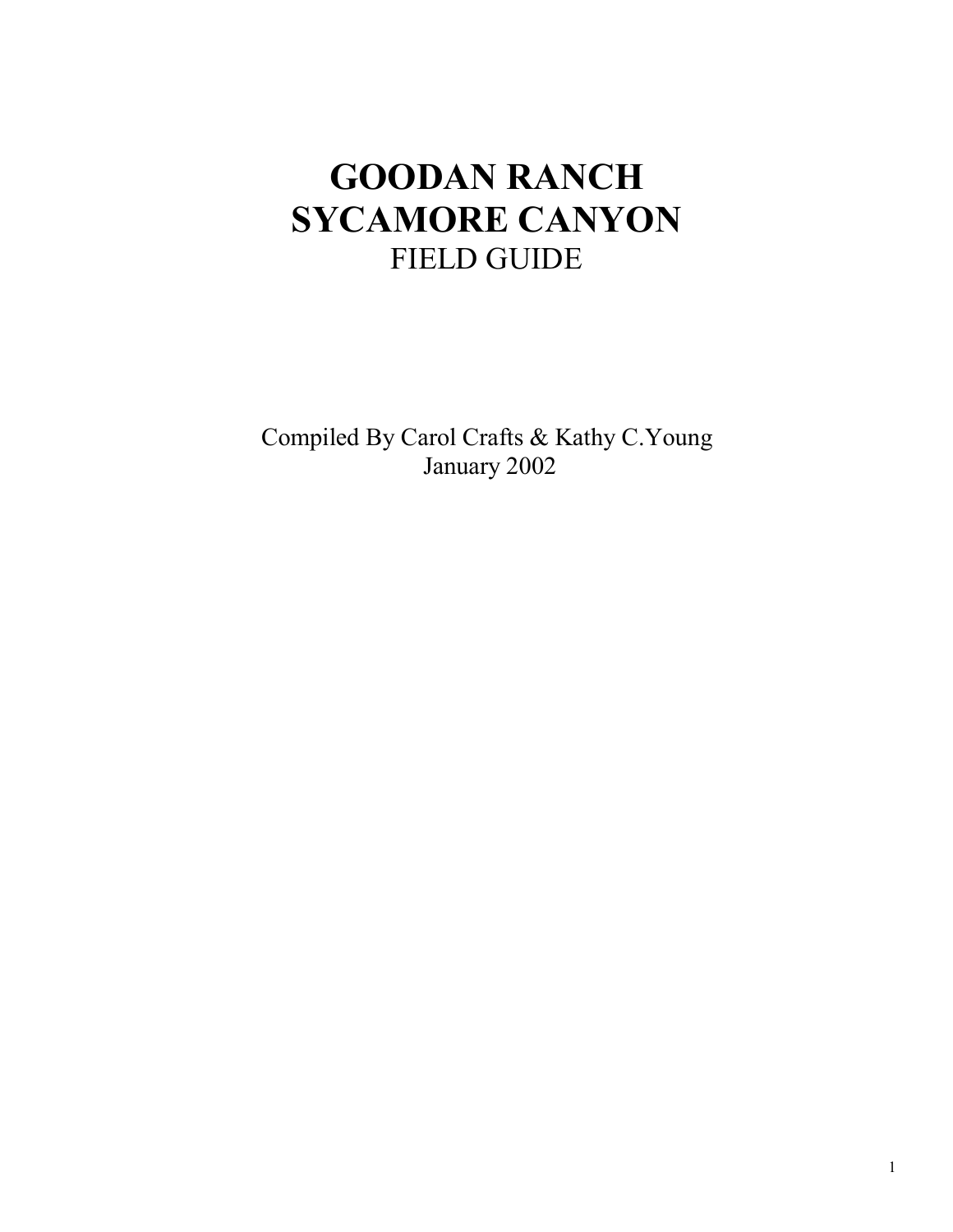# GOODAN RANCH
# SYCAMORE CANYON
## FIELD GUIDE

Compiled By Carol Crafts & Kathy C.Young
January 2002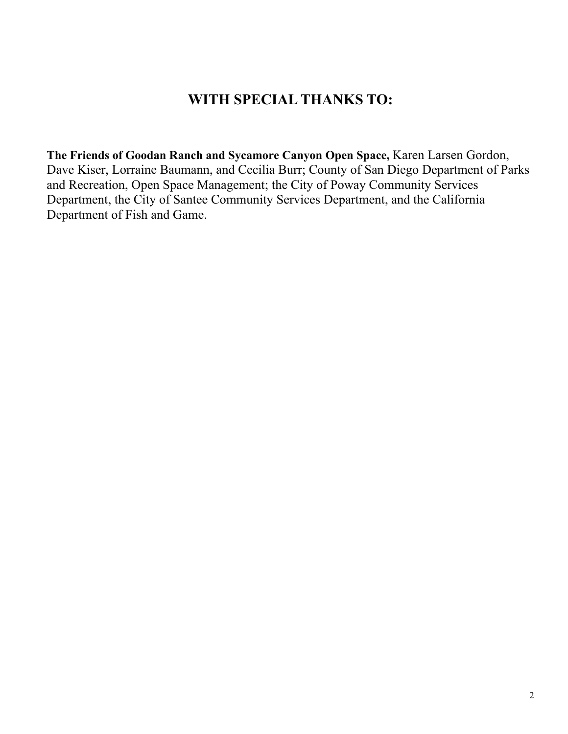## WITH SPECIAL THANKS TO:

**The Friends of Goodan Ranch and Sycamore Canyon Open Space,** Karen Larsen Gordon, Dave Kiser, Lorraine Baumann, and Cecilia Burr; County of San Diego Department of Parks and Recreation, Open Space Management; the City of Poway Community Services Department, the City of Santee Community Services Department, and the California Department of Fish and Game.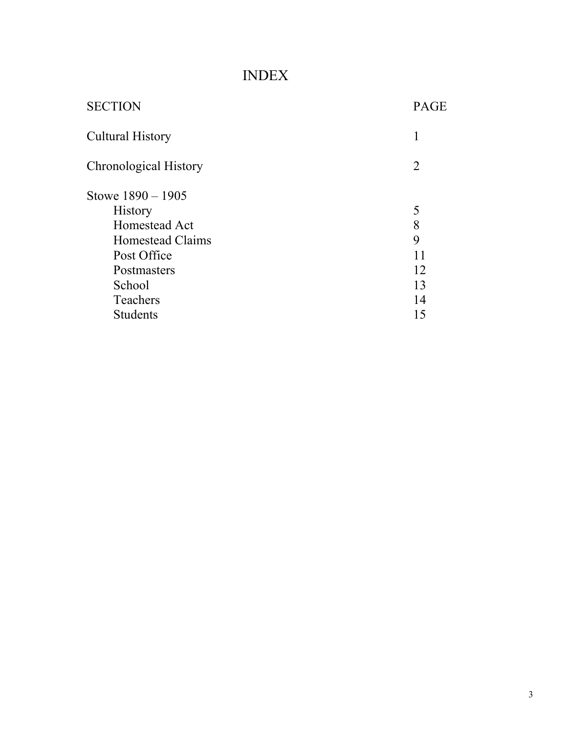# INDEX

| SECTION | PAGE |
|---|---|
| Cultural History | 1 |
| Chronological History | 2 |
| Stowe 1890 – 1905 | |
| History | 5 |
| Homestead Act | 8 |
| Homestead Claims | 9 |
| Post Office | 11 |
| Postmasters | 12 |
| School | 13 |
| Teachers | 14 |
| Students | 15 |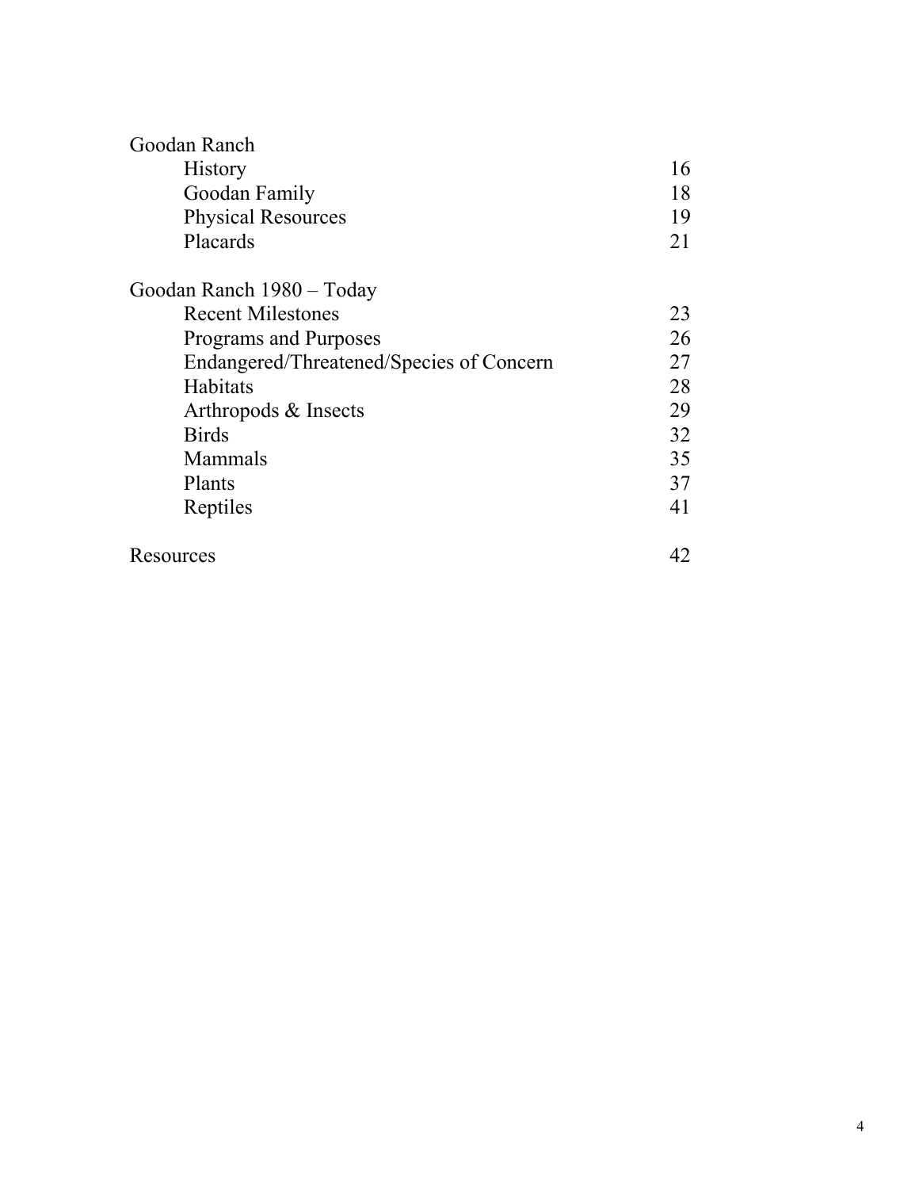| | |
|---|---|
| Goodan Ranch | |
| History | 16 |
| Goodan Family | 18 |
| Physical Resources | 19 |
| Placards | 21 |
| | |
| Goodan Ranch 1980 – Today | |
| Recent Milestones | 23 |
| Programs and Purposes | 26 |
| Endangered/Threatened/Species of Concern | 27 |
| Habitats | 28 |
| Arthropods & Insects | 29 |
| Birds | 32 |
| Mammals | 35 |
| Plants | 37 |
| Reptiles | 41 |
| | |
| Resources | 42 |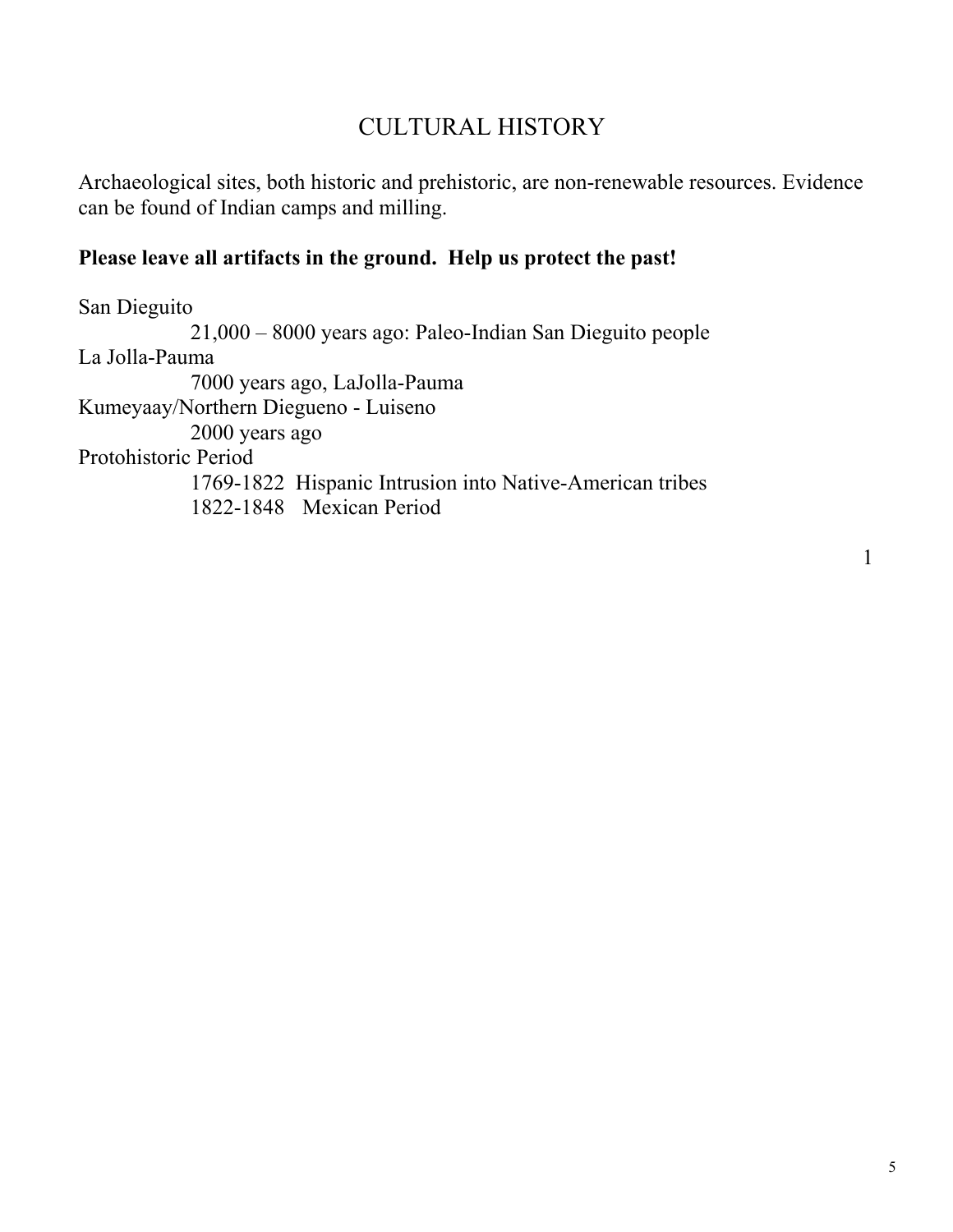# CULTURAL HISTORY

Archaeological sites, both historic and prehistoric, are non-renewable resources. Evidence can be found of Indian camps and milling.

**Please leave all artifacts in the ground. Help us protect the past!**

San Dieguito

21,000 – 8000 years ago: Paleo-Indian San Dieguito people

La Jolla-Pauma

7000 years ago, LaJolla-Pauma

Kumeyaay/Northern Diegueno - Luiseno

2000 years ago

Protohistoric Period

1769-1822 Hispanic Intrusion into Native-American tribes

1822-1848 Mexican Period

1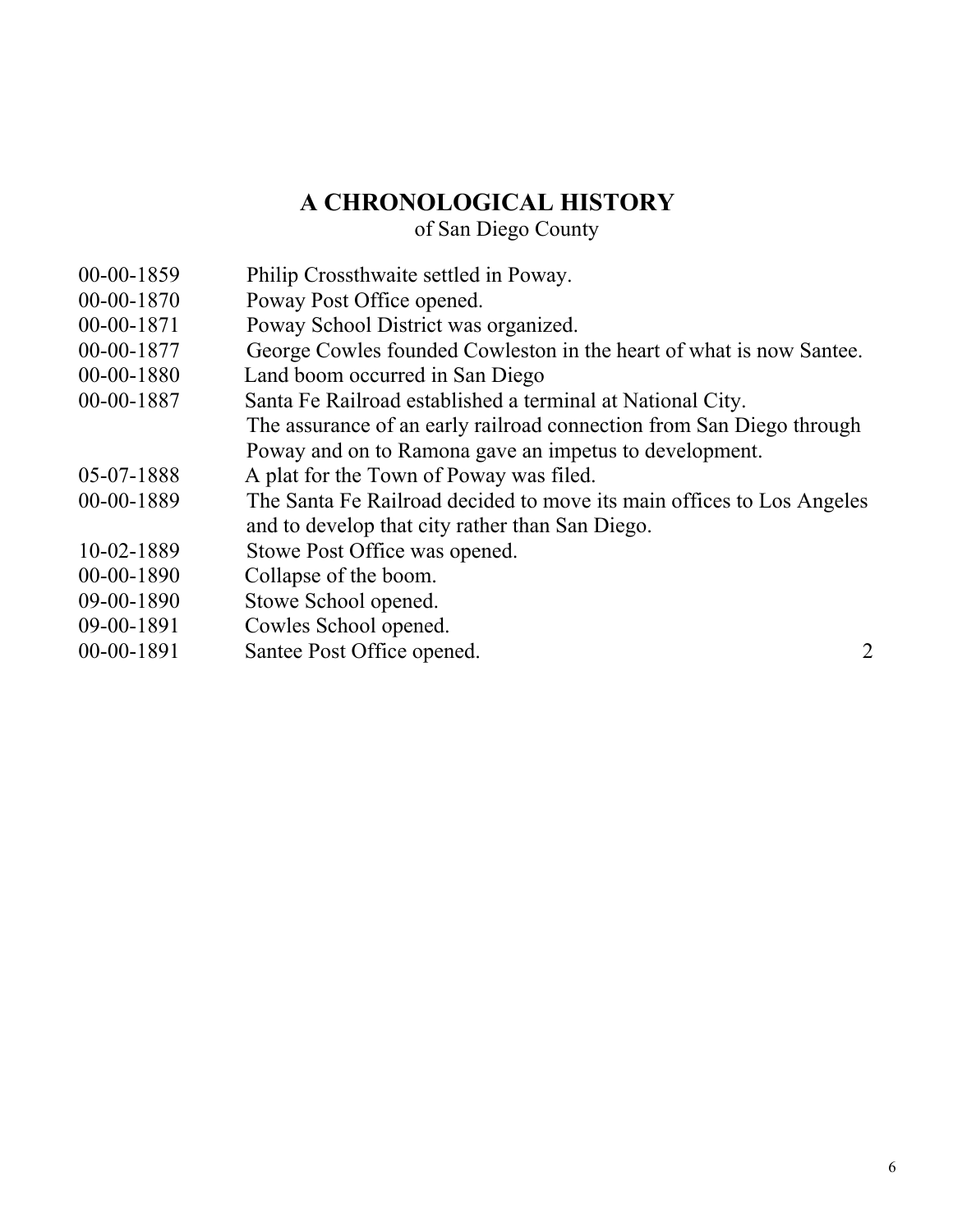# A CHRONOLOGICAL HISTORY

of San Diego County

00-00-1859 Philip Crossthwaite settled in Poway.

00-00-1870 Poway Post Office opened.

00-00-1871 Poway School District was organized.

00-00-1877 George Cowles founded Cowleston in the heart of what is now Santee.

00-00-1880 Land boom occurred in San Diego

00-00-1887 Santa Fe Railroad established a terminal at National City. The assurance of an early railroad connection from San Diego through Poway and on to Ramona gave an impetus to development.

05-07-1888 A plat for the Town of Poway was filed.

00-00-1889 The Santa Fe Railroad decided to move its main offices to Los Angeles and to develop that city rather than San Diego.

10-02-1889 Stowe Post Office was opened.

00-00-1890 Collapse of the boom.

09-00-1890 Stowe School opened.

09-00-1891 Cowles School opened.

00-00-1891 Santee Post Office opened.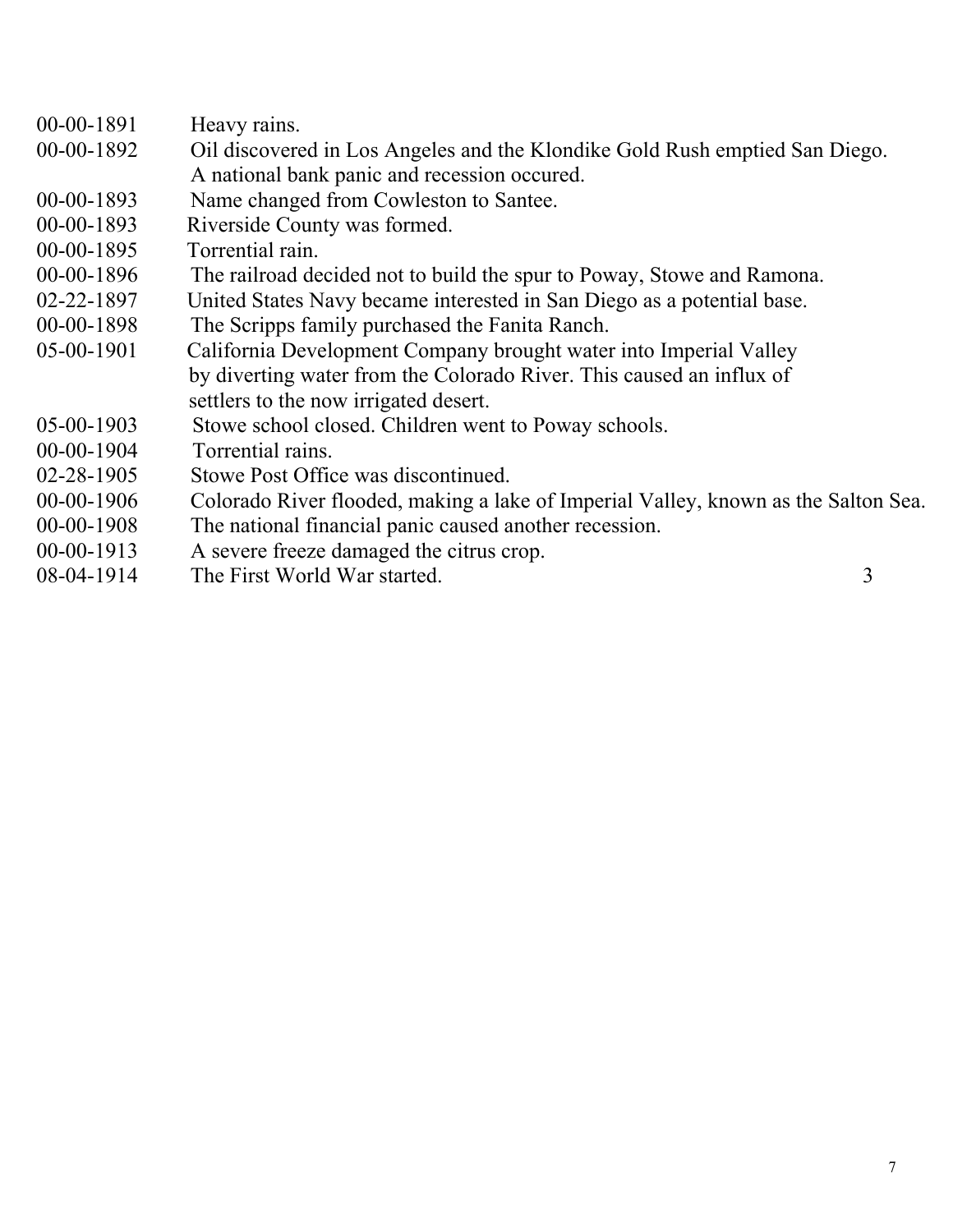| | |
|---|---|
| 00-00-1891 | Heavy rains. |
| 00-00-1892 | Oil discovered in Los Angeles and the Klondike Gold Rush emptied San Diego. A national bank panic and recession occured. |
| 00-00-1893 | Name changed from Cowleston to Santee. |
| 00-00-1893 | Riverside County was formed. |
| 00-00-1895 | Torrential rain. |
| 00-00-1896 | The railroad decided not to build the spur to Poway, Stowe and Ramona. |
| 02-22-1897 | United States Navy became interested in San Diego as a potential base. |
| 00-00-1898 | The Scripps family purchased the Fanita Ranch. |
| 05-00-1901 | California Development Company brought water into Imperial Valley by diverting water from the Colorado River. This caused an influx of settlers to the now irrigated desert. |
| 05-00-1903 | Stowe school closed. Children went to Poway schools. |
| 00-00-1904 | Torrential rains. |
| 02-28-1905 | Stowe Post Office was discontinued. |
| 00-00-1906 | Colorado River flooded, making a lake of Imperial Valley, known as the Salton Sea. |
| 00-00-1908 | The national financial panic caused another recession. |
| 00-00-1913 | A severe freeze damaged the citrus crop. |
| 08-04-1914 | The First World War started. 3 |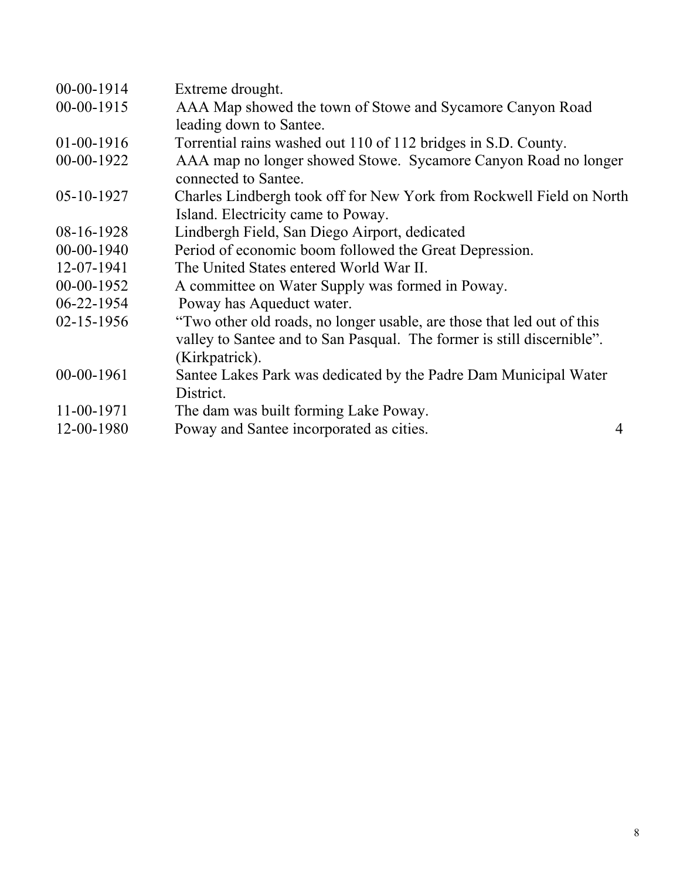| | |
|---|---|
| 00-00-1914 | Extreme drought. |
| 00-00-1915 | AAA Map showed the town of Stowe and Sycamore Canyon Road leading down to Santee. |
| 01-00-1916 | Torrential rains washed out 110 of 112 bridges in S.D. County. |
| 00-00-1922 | AAA map no longer showed Stowe. Sycamore Canyon Road no longer connected to Santee. |
| 05-10-1927 | Charles Lindbergh took off for New York from Rockwell Field on North Island. Electricity came to Poway. |
| 08-16-1928 | Lindbergh Field, San Diego Airport, dedicated |
| 00-00-1940 | Period of economic boom followed the Great Depression. |
| 12-07-1941 | The United States entered World War II. |
| 00-00-1952 | A committee on Water Supply was formed in Poway. |
| 06-22-1954 | Poway has Aqueduct water. |
| 02-15-1956 | "Two other old roads, no longer usable, are those that led out of this valley to Santee and to San Pasqual. The former is still discernible". (Kirkpatrick). |
| 00-00-1961 | Santee Lakes Park was dedicated by the Padre Dam Municipal Water District. |
| 11-00-1971 | The dam was built forming Lake Poway. |
| 12-00-1980 | Poway and Santee incorporated as cities. 4 |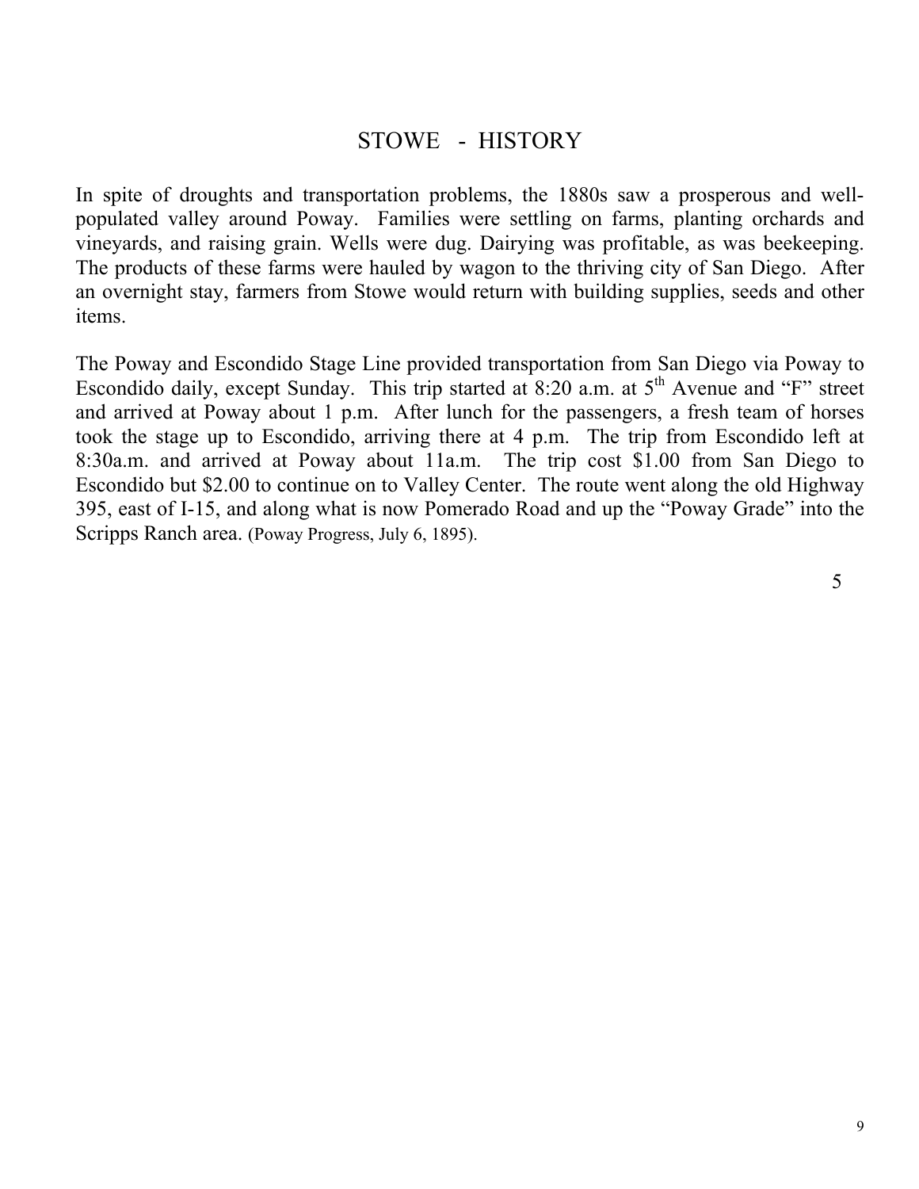# STOWE - HISTORY

In spite of droughts and transportation problems, the 1880s saw a prosperous and well-populated valley around Poway. Families were settling on farms, planting orchards and vineyards, and raising grain. Wells were dug. Dairying was profitable, as was beekeeping. The products of these farms were hauled by wagon to the thriving city of San Diego. After an overnight stay, farmers from Stowe would return with building supplies, seeds and other items.

The Poway and Escondido Stage Line provided transportation from San Diego via Poway to Escondido daily, except Sunday. This trip started at 8:20 a.m. at 5th Avenue and "F" street and arrived at Poway about 1 p.m. After lunch for the passengers, a fresh team of horses took the stage up to Escondido, arriving there at 4 p.m. The trip from Escondido left at 8:30a.m. and arrived at Poway about 11a.m. The trip cost $1.00 from San Diego to Escondido but $2.00 to continue on to Valley Center. The route went along the old Highway 395, east of I-15, and along what is now Pomerado Road and up the "Poway Grade" into the Scripps Ranch area. (Poway Progress, July 6, 1895).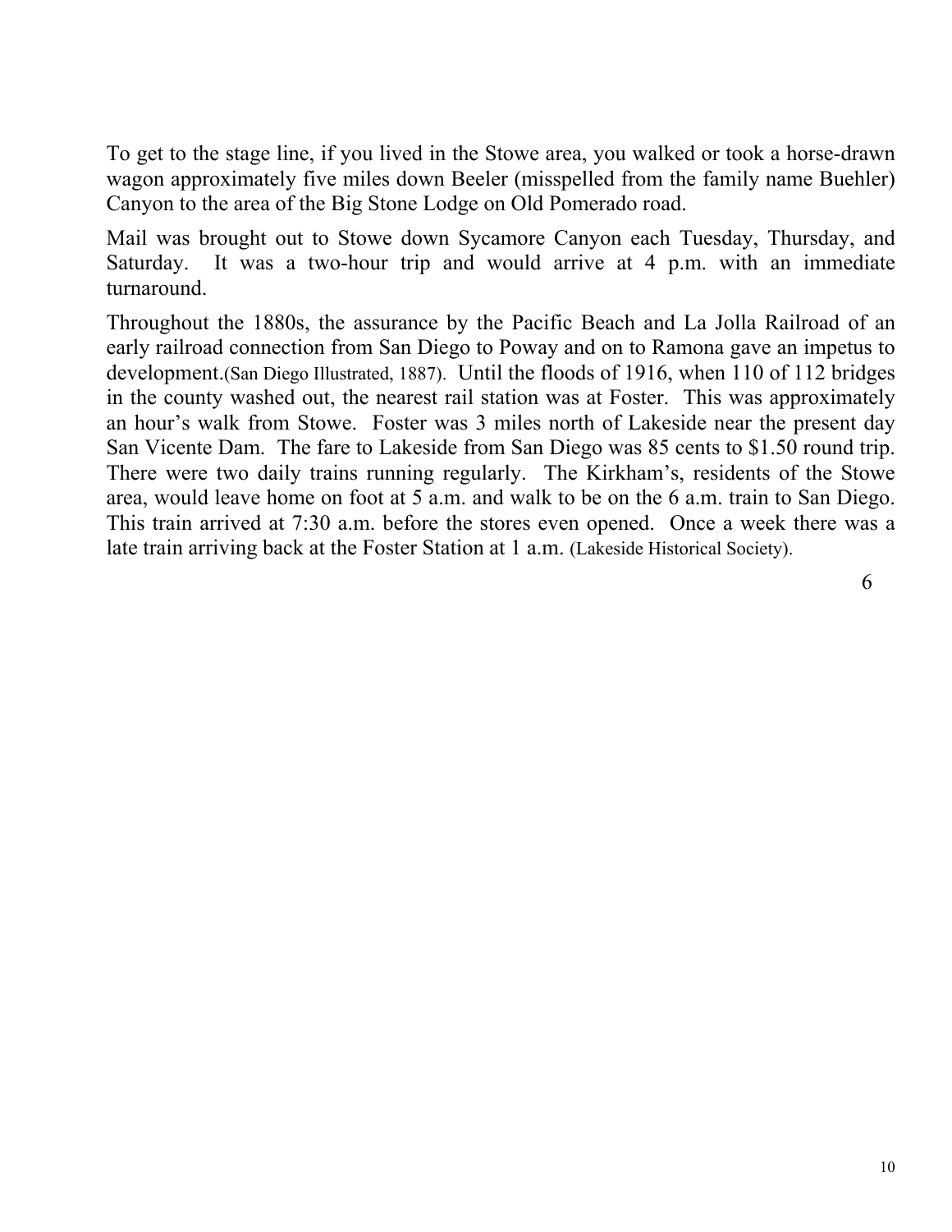To get to the stage line, if you lived in the Stowe area, you walked or took a horse-drawn wagon approximately five miles down Beeler (misspelled from the family name Buehler) Canyon to the area of the Big Stone Lodge on Old Pomerado road.

Mail was brought out to Stowe down Sycamore Canyon each Tuesday, Thursday, and Saturday. It was a two-hour trip and would arrive at 4 p.m. with an immediate turnaround.

Throughout the 1880s, the assurance by the Pacific Beach and La Jolla Railroad of an early railroad connection from San Diego to Poway and on to Ramona gave an impetus to development.(San Diego Illustrated, 1887). Until the floods of 1916, when 110 of 112 bridges in the county washed out, the nearest rail station was at Foster. This was approximately an hour's walk from Stowe. Foster was 3 miles north of Lakeside near the present day San Vicente Dam. The fare to Lakeside from San Diego was 85 cents to $1.50 round trip. There were two daily trains running regularly. The Kirkham's, residents of the Stowe area, would leave home on foot at 5 a.m. and walk to be on the 6 a.m. train to San Diego. This train arrived at 7:30 a.m. before the stores even opened. Once a week there was a late train arriving back at the Foster Station at 1 a.m. (Lakeside Historical Society).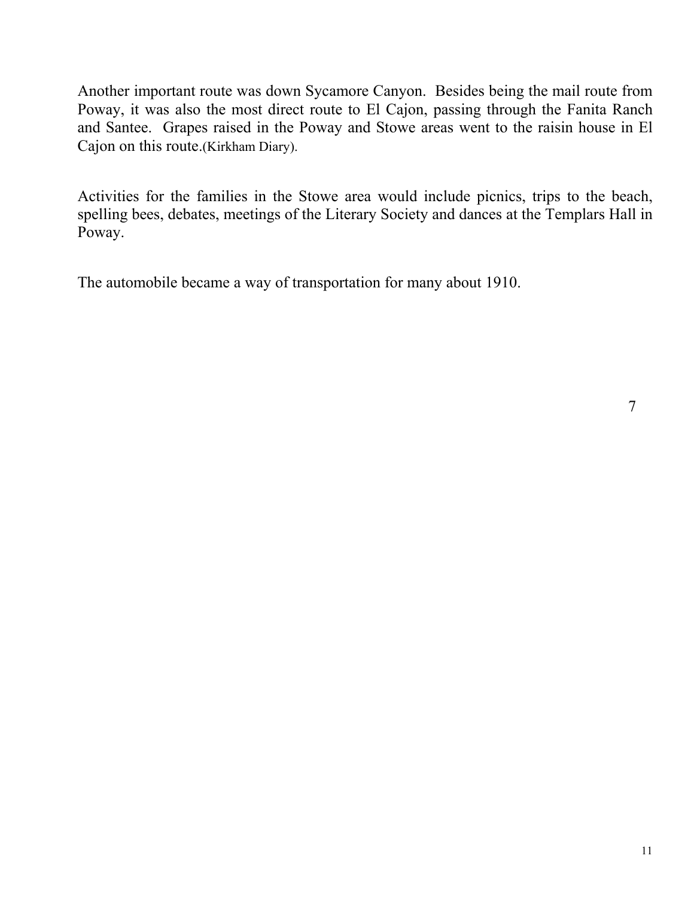Another important route was down Sycamore Canyon. Besides being the mail route from Poway, it was also the most direct route to El Cajon, passing through the Fanita Ranch and Santee. Grapes raised in the Poway and Stowe areas went to the raisin house in El Cajon on this route.(Kirkham Diary).

Activities for the families in the Stowe area would include picnics, trips to the beach, spelling bees, debates, meetings of the Literary Society and dances at the Templars Hall in Poway.

The automobile became a way of transportation for many about 1910.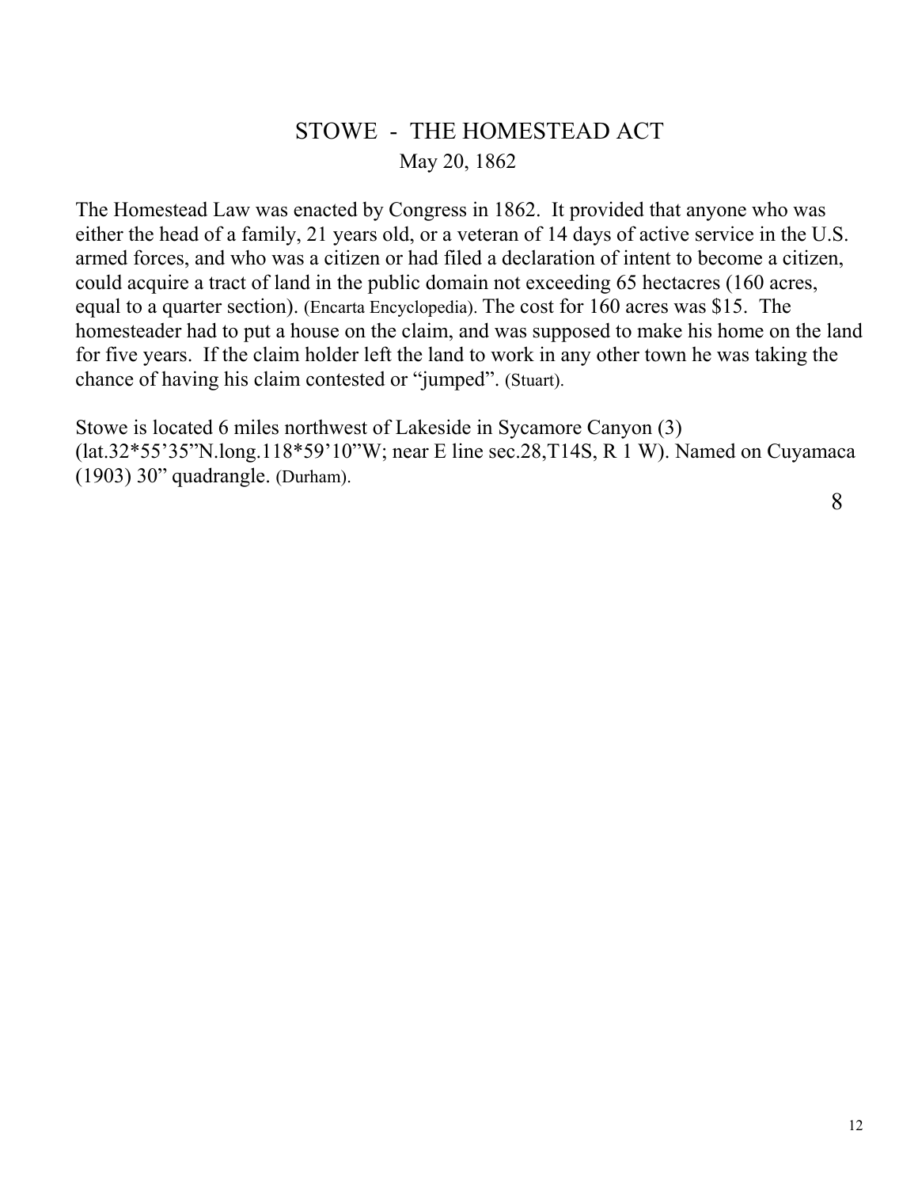# STOWE - THE HOMESTEAD ACT

May 20, 1862

The Homestead Law was enacted by Congress in 1862. It provided that anyone who was either the head of a family, 21 years old, or a veteran of 14 days of active service in the U.S. armed forces, and who was a citizen or had filed a declaration of intent to become a citizen, could acquire a tract of land in the public domain not exceeding 65 hectacres (160 acres, equal to a quarter section). (Encarta Encyclopedia). The cost for 160 acres was $15. The homesteader had to put a house on the claim, and was supposed to make his home on the land for five years. If the claim holder left the land to work in any other town he was taking the chance of having his claim contested or "jumped". (Stuart).

Stowe is located 6 miles northwest of Lakeside in Sycamore Canyon (3) (lat.32*55'35"N.long.118*59'10"W; near E line sec.28,T14S, R 1 W). Named on Cuyamaca (1903) 30" quadrangle. (Durham).

8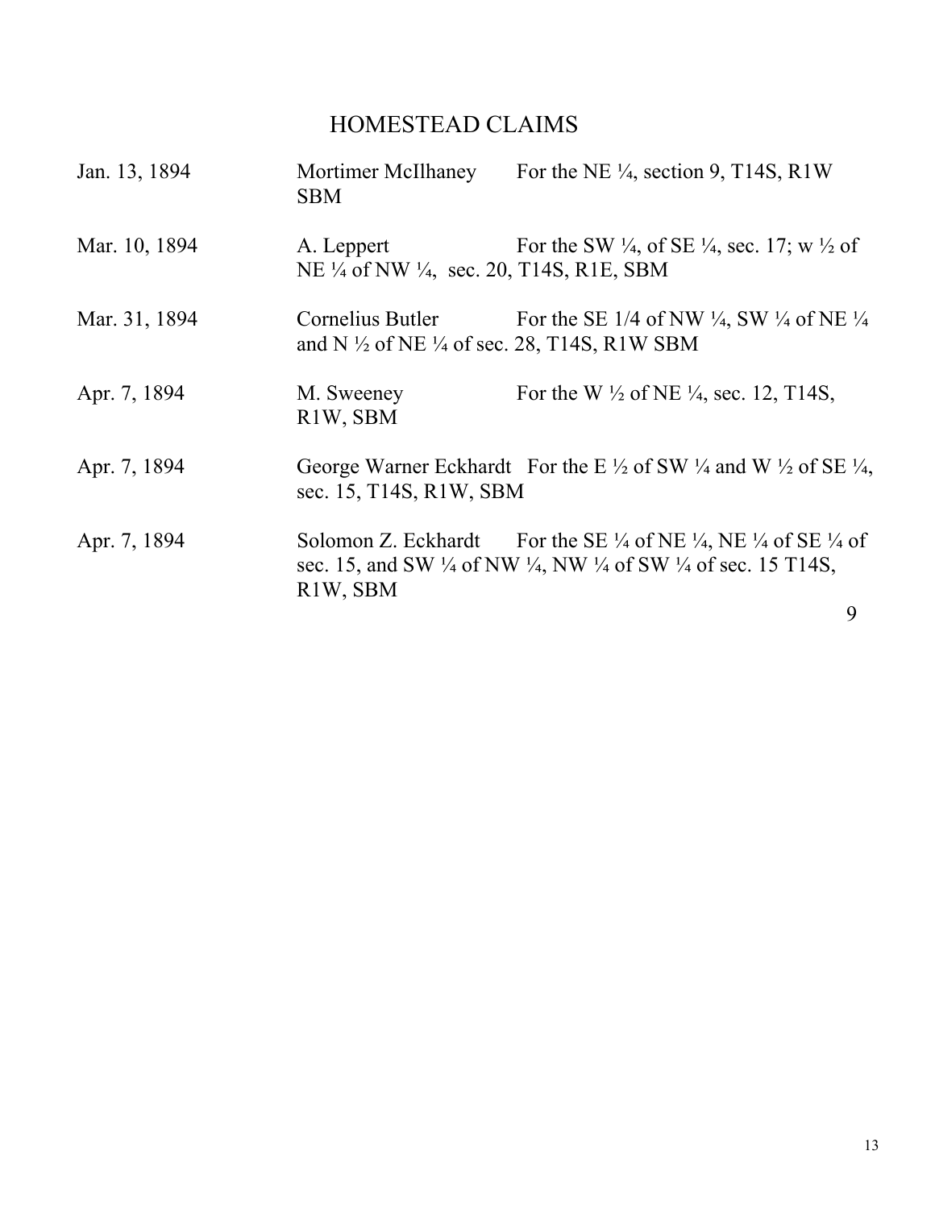# HOMESTEAD CLAIMS

Jan. 13, 1894 — Mortimer McIlhaney — For the NE ¼, section 9, T14S, R1W SBM

Mar. 10, 1894 — A. Leppert — For the SW ¼, of SE ¼, sec. 17; w ½ of NE ¼ of NW ¼, sec. 20, T14S, R1E, SBM

Mar. 31, 1894 — Cornelius Butler — For the SE 1/4 of NW ¼, SW ¼ of NE ¼ and N ½ of NE ¼ of sec. 28, T14S, R1W SBM

Apr. 7, 1894 — M. Sweeney — For the W ½ of NE ¼, sec. 12, T14S, R1W, SBM

Apr. 7, 1894 — George Warner Eckhardt — For the E ½ of SW ¼ and W ½ of SE ¼, sec. 15, T14S, R1W, SBM

Apr. 7, 1894 — Solomon Z. Eckhardt — For the SE ¼ of NE ¼, NE ¼ of SE ¼ of sec. 15, and SW ¼ of NW ¼, NW ¼ of SW ¼ of sec. 15 T14S, R1W, SBM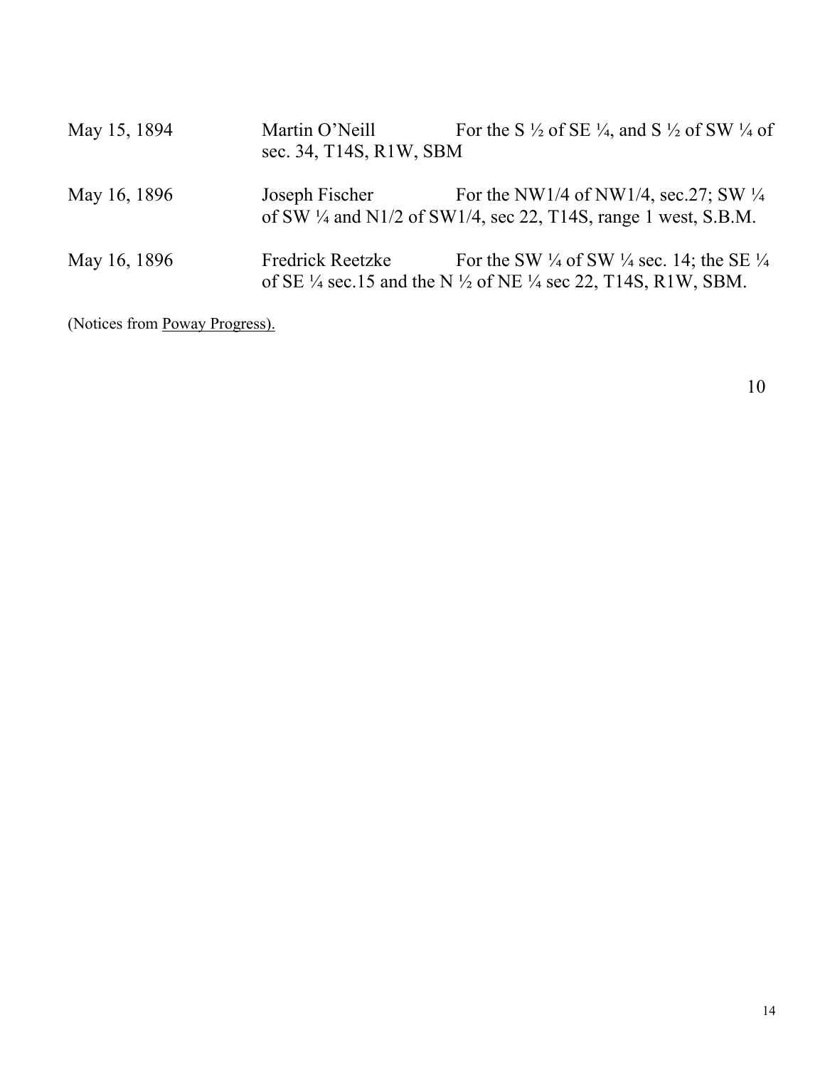May 15, 1894 Martin O'Neill For the S ½ of SE ¼, and S ½ of SW ¼ of sec. 34, T14S, R1W, SBM

May 16, 1896 Joseph Fischer For the NW1/4 of NW1/4, sec.27; SW ¼ of SW ¼ and N1/2 of SW1/4, sec 22, T14S, range 1 west, S.B.M.

May 16, 1896 Fredrick Reetzke For the SW ¼ of SW ¼ sec. 14; the SE ¼ of SE ¼ sec.15 and the N ½ of NE ¼ sec 22, T14S, R1W, SBM.

(Notices from Poway Progress).

10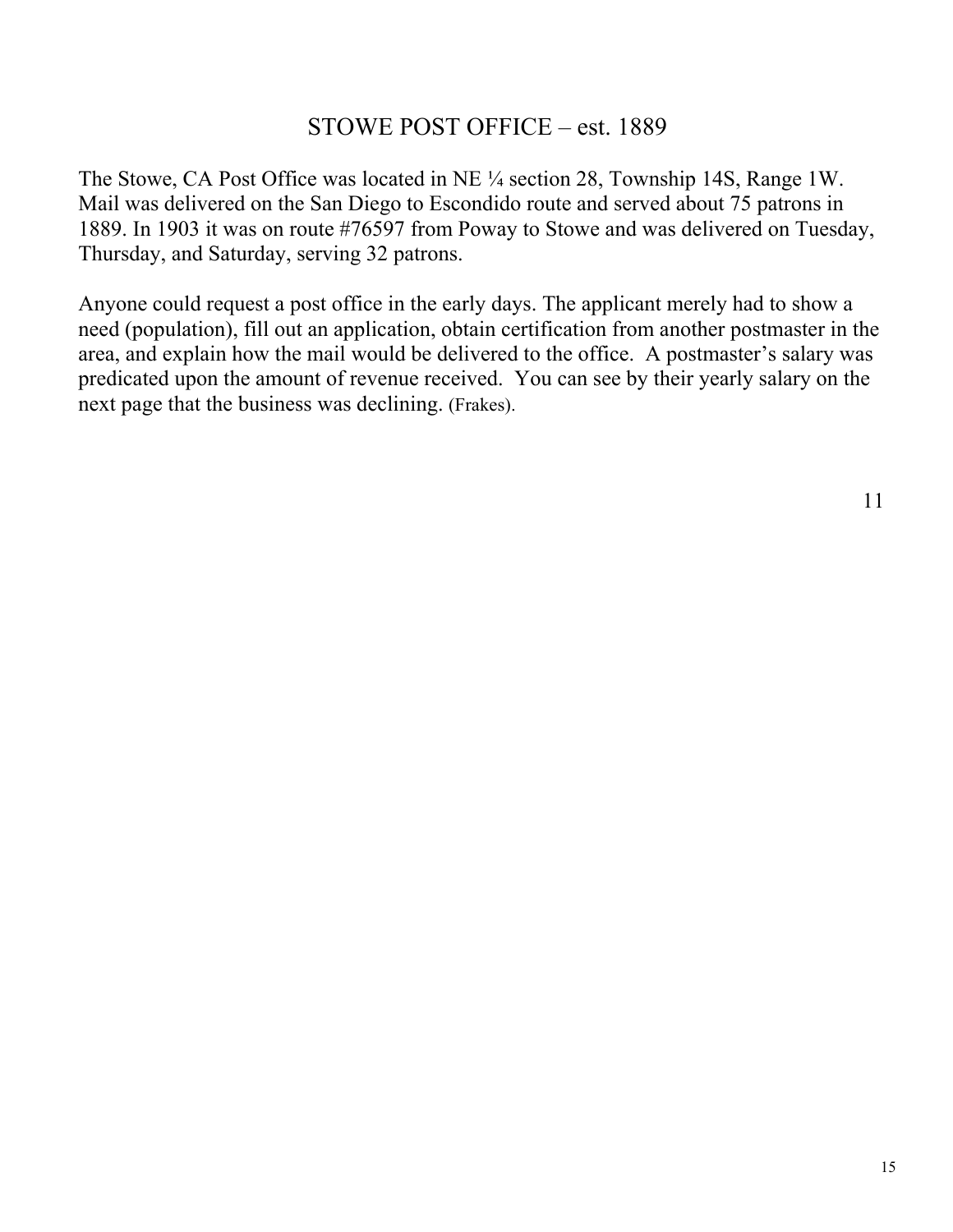## STOWE POST OFFICE – est. 1889

The Stowe, CA Post Office was located in NE ¼ section 28, Township 14S, Range 1W. Mail was delivered on the San Diego to Escondido route and served about 75 patrons in 1889. In 1903 it was on route #76597 from Poway to Stowe and was delivered on Tuesday, Thursday, and Saturday, serving 32 patrons.

Anyone could request a post office in the early days. The applicant merely had to show a need (population), fill out an application, obtain certification from another postmaster in the area, and explain how the mail would be delivered to the office. A postmaster's salary was predicated upon the amount of revenue received. You can see by their yearly salary on the next page that the business was declining. (Frakes).

11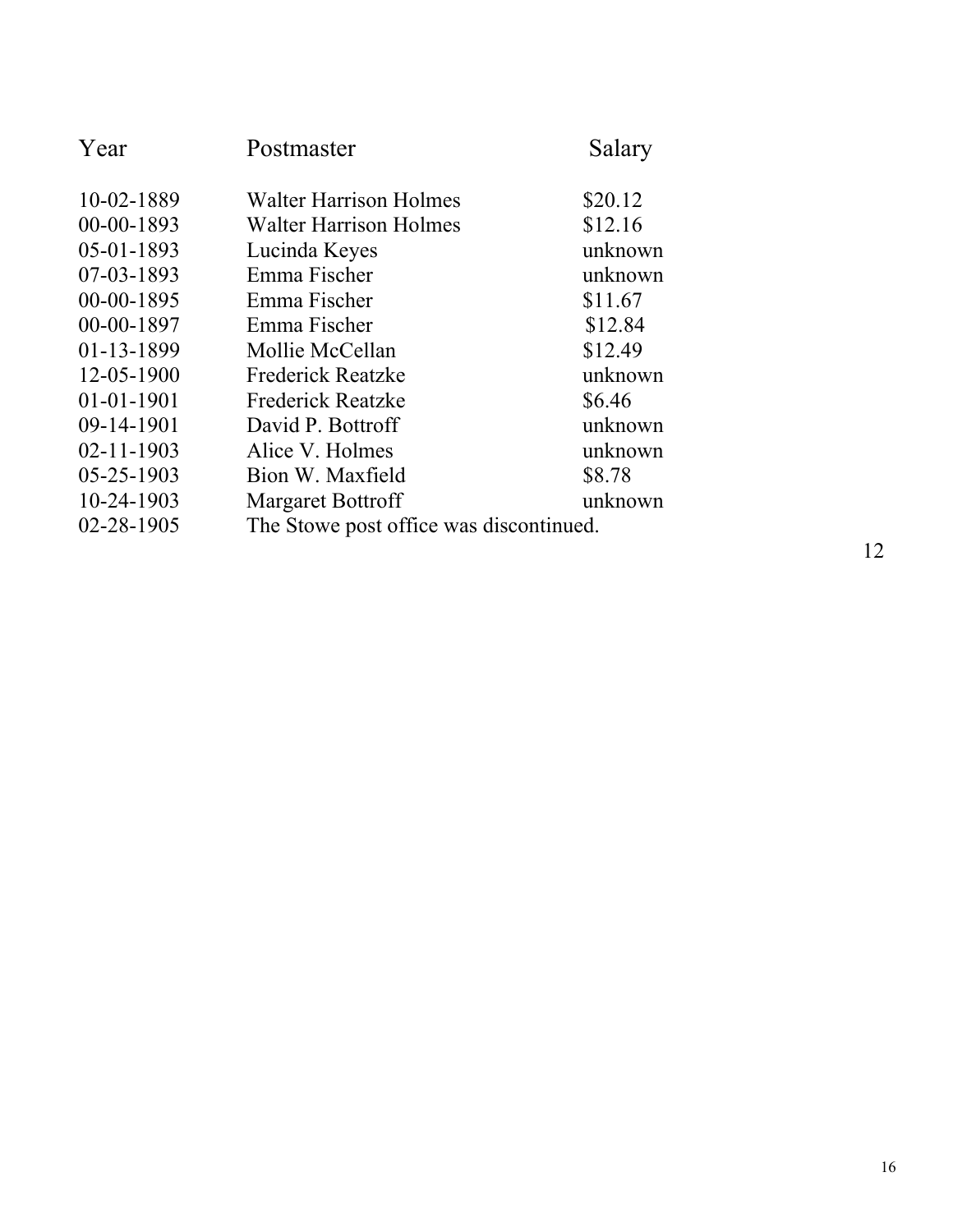| Year | Postmaster | Salary |
|---|---|---|
| 10-02-1889 | Walter Harrison Holmes | $20.12 |
| 00-00-1893 | Walter Harrison Holmes | $12.16 |
| 05-01-1893 | Lucinda Keyes | unknown |
| 07-03-1893 | Emma Fischer | unknown |
| 00-00-1895 | Emma Fischer | $11.67 |
| 00-00-1897 | Emma Fischer | $12.84 |
| 01-13-1899 | Mollie McCellan | $12.49 |
| 12-05-1900 | Frederick Reatzke | unknown |
| 01-01-1901 | Frederick Reatzke | $6.46 |
| 09-14-1901 | David P. Bottroff | unknown |
| 02-11-1903 | Alice V. Holmes | unknown |
| 05-25-1903 | Bion W. Maxfield | $8.78 |
| 10-24-1903 | Margaret Bottroff | unknown |
| 02-28-1905 | The Stowe post office was discontinued. | |

[12]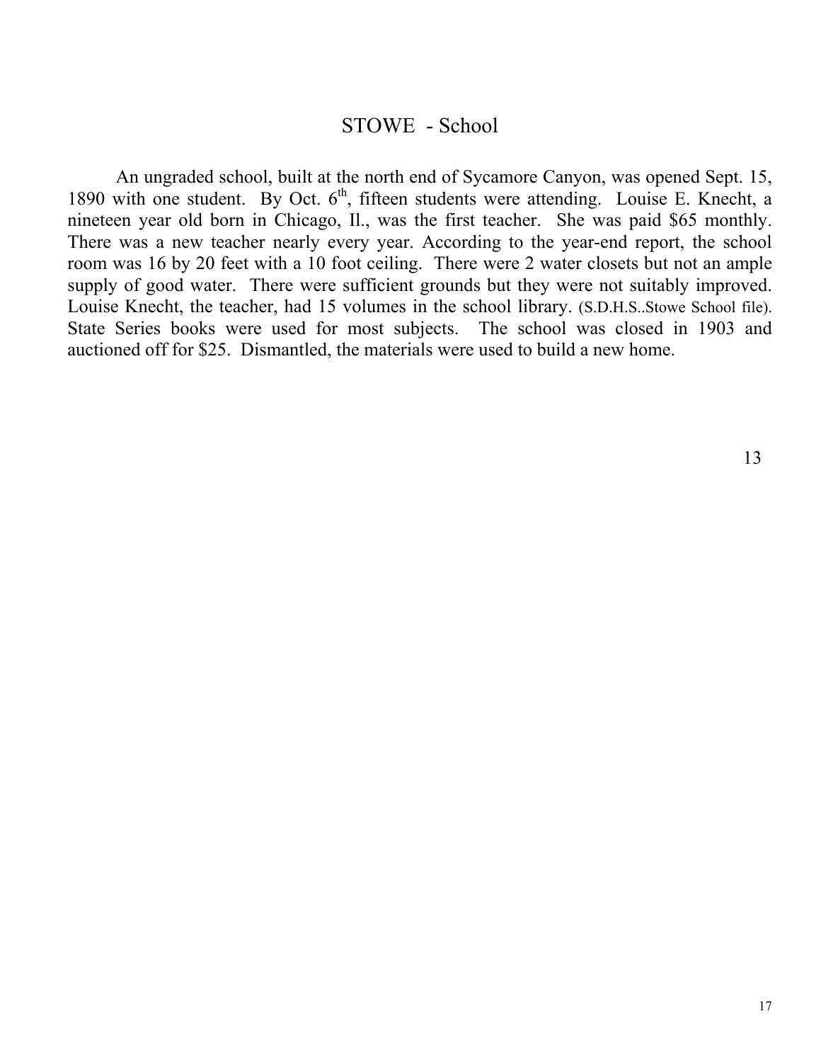# STOWE - School

An ungraded school, built at the north end of Sycamore Canyon, was opened Sept. 15, 1890 with one student. By Oct. 6th, fifteen students were attending. Louise E. Knecht, a nineteen year old born in Chicago, Il., was the first teacher. She was paid $65 monthly. There was a new teacher nearly every year. According to the year-end report, the school room was 16 by 20 feet with a 10 foot ceiling. There were 2 water closets but not an ample supply of good water. There were sufficient grounds but they were not suitably improved. Louise Knecht, the teacher, had 15 volumes in the school library. (S.D.H.S..Stowe School file). State Series books were used for most subjects. The school was closed in 1903 and auctioned off for $25. Dismantled, the materials were used to build a new home.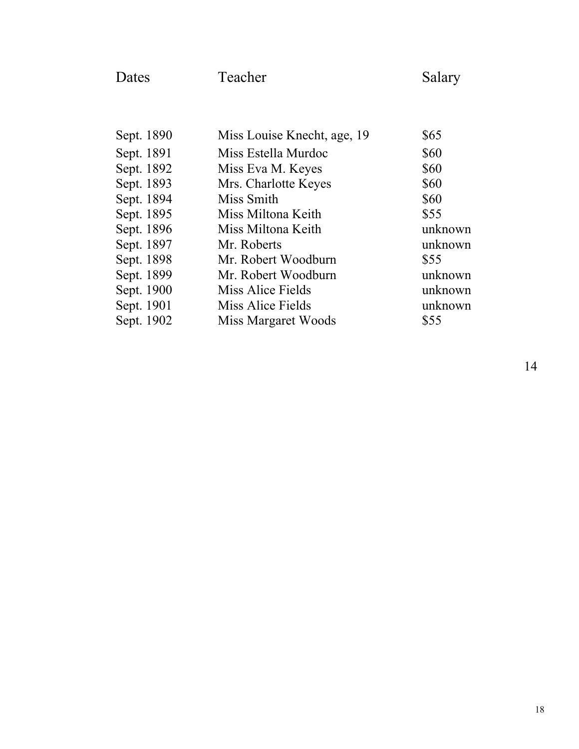| Dates | Teacher | Salary |
|---|---|---|
| Sept. 1890 | Miss Louise Knecht, age, 19 | $65 |
| Sept. 1891 | Miss Estella Murdoc | $60 |
| Sept. 1892 | Miss Eva M. Keyes | $60 |
| Sept. 1893 | Mrs. Charlotte Keyes | $60 |
| Sept. 1894 | Miss Smith | $60 |
| Sept. 1895 | Miss Miltona Keith | $55 |
| Sept. 1896 | Miss Miltona Keith | unknown |
| Sept. 1897 | Mr. Roberts | unknown |
| Sept. 1898 | Mr. Robert Woodburn | $55 |
| Sept. 1899 | Mr. Robert Woodburn | unknown |
| Sept. 1900 | Miss Alice Fields | unknown |
| Sept. 1901 | Miss Alice Fields | unknown |
| Sept. 1902 | Miss Margaret Woods | $55 |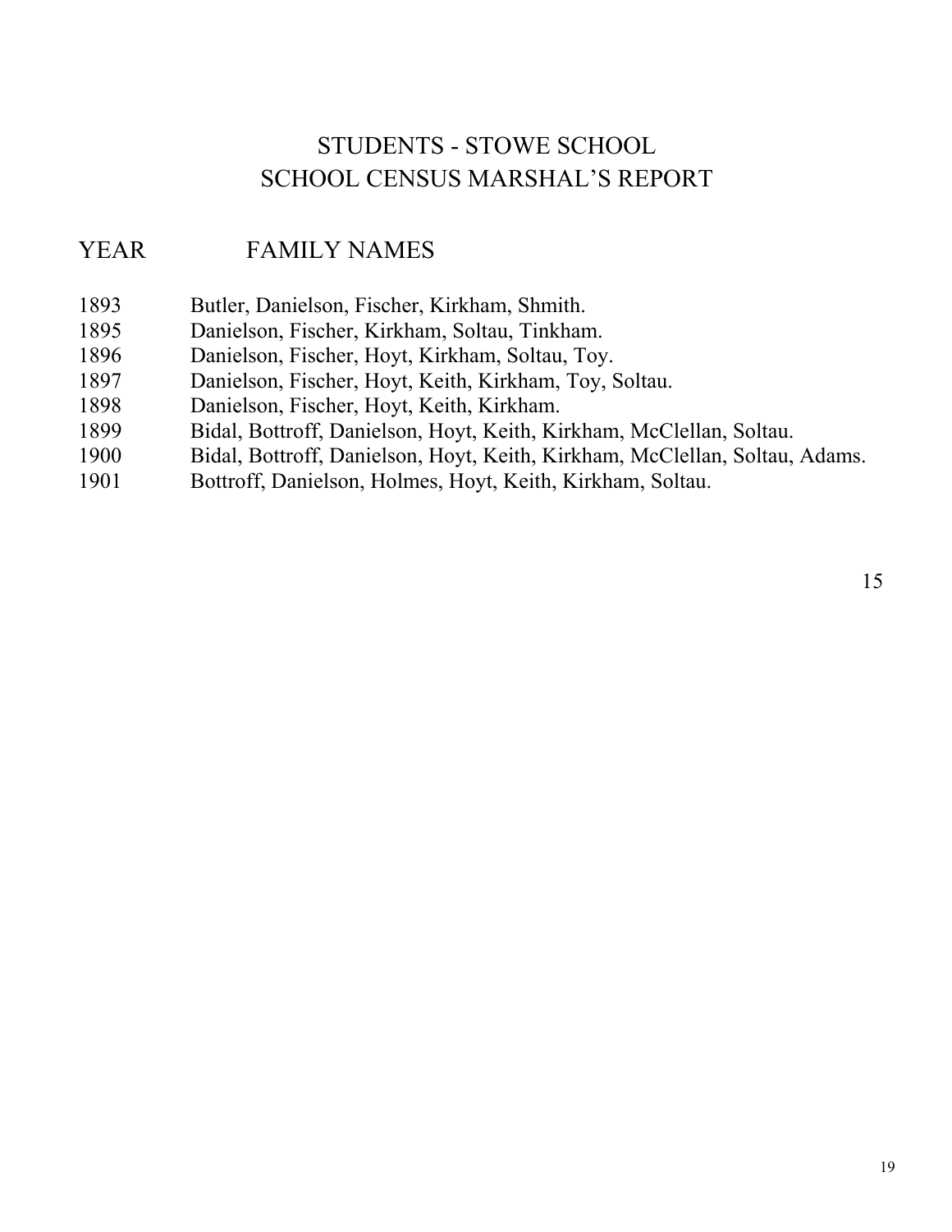# STUDENTS - STOWE SCHOOL
# SCHOOL CENSUS MARSHAL'S REPORT

| YEAR | FAMILY NAMES |
|---|---|
| 1893 | Butler, Danielson, Fischer, Kirkham, Shmith. |
| 1895 | Danielson, Fischer, Kirkham, Soltau, Tinkham. |
| 1896 | Danielson, Fischer, Hoyt, Kirkham, Soltau, Toy. |
| 1897 | Danielson, Fischer, Hoyt, Keith, Kirkham, Toy, Soltau. |
| 1898 | Danielson, Fischer, Hoyt, Keith, Kirkham. |
| 1899 | Bidal, Bottroff, Danielson, Hoyt, Keith, Kirkham, McClellan, Soltau. |
| 1900 | Bidal, Bottroff, Danielson, Hoyt, Keith, Kirkham, McClellan, Soltau, Adams. |
| 1901 | Bottroff, Danielson, Holmes, Hoyt, Keith, Kirkham, Soltau. |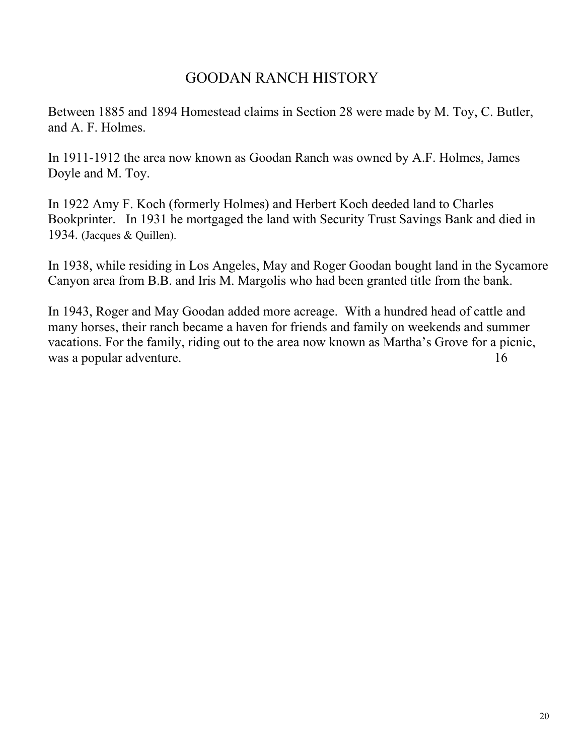# GOODAN RANCH HISTORY

Between 1885 and 1894 Homestead claims in Section 28 were made by M. Toy, C. Butler, and A. F. Holmes.

In 1911-1912 the area now known as Goodan Ranch was owned by A.F. Holmes, James Doyle and M. Toy.

In 1922 Amy F. Koch (formerly Holmes) and Herbert Koch deeded land to Charles Bookprinter. In 1931 he mortgaged the land with Security Trust Savings Bank and died in 1934. (Jacques & Quillen).

In 1938, while residing in Los Angeles, May and Roger Goodan bought land in the Sycamore Canyon area from B.B. and Iris M. Margolis who had been granted title from the bank.

In 1943, Roger and May Goodan added more acreage. With a hundred head of cattle and many horses, their ranch became a haven for friends and family on weekends and summer vacations. For the family, riding out to the area now known as Martha's Grove for a picnic, was a popular adventure. 16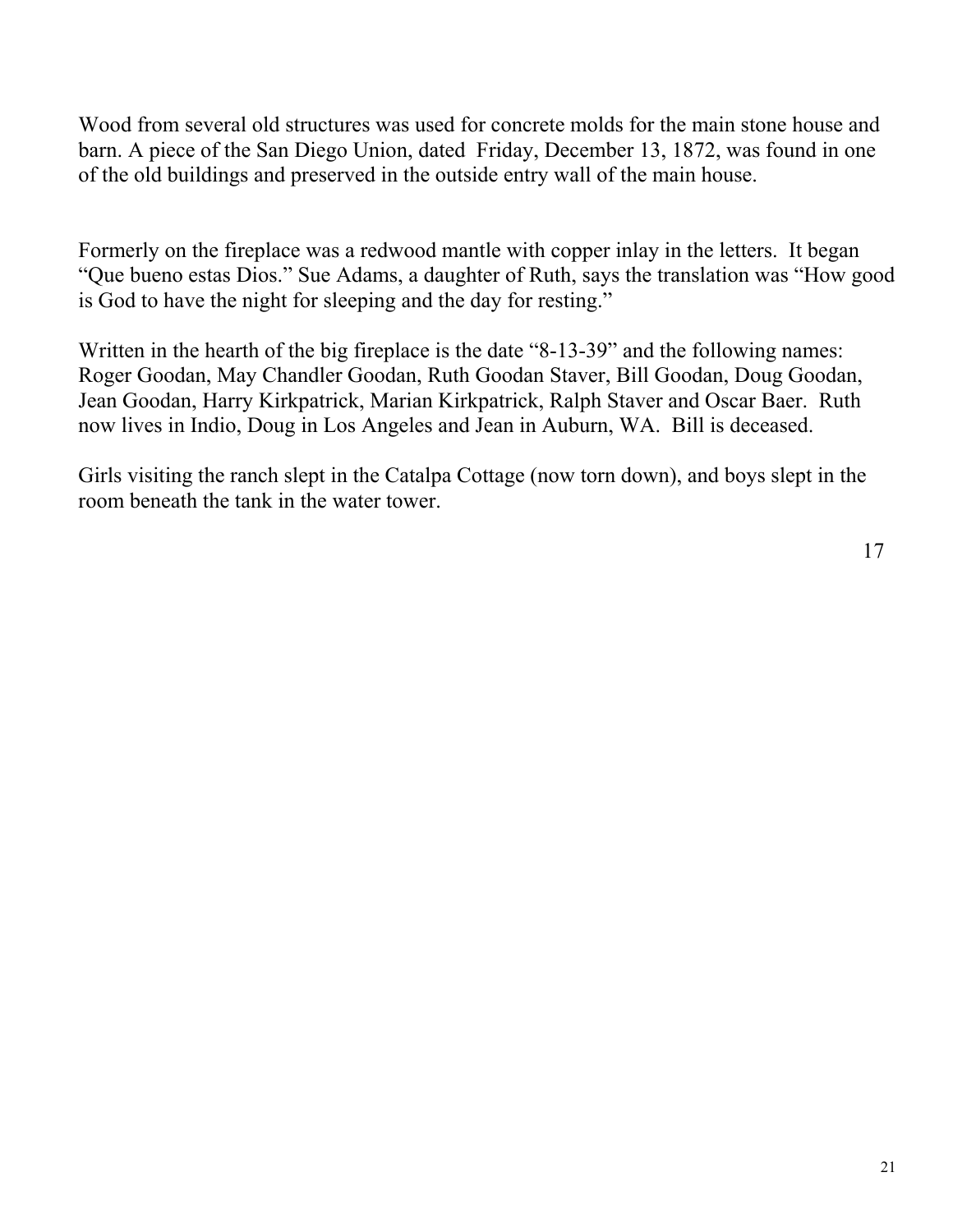Wood from several old structures was used for concrete molds for the main stone house and barn. A piece of the San Diego Union, dated Friday, December 13, 1872, was found in one of the old buildings and preserved in the outside entry wall of the main house.

Formerly on the fireplace was a redwood mantle with copper inlay in the letters. It began "Que bueno estas Dios." Sue Adams, a daughter of Ruth, says the translation was "How good is God to have the night for sleeping and the day for resting."

Written in the hearth of the big fireplace is the date "8-13-39" and the following names: Roger Goodan, May Chandler Goodan, Ruth Goodan Staver, Bill Goodan, Doug Goodan, Jean Goodan, Harry Kirkpatrick, Marian Kirkpatrick, Ralph Staver and Oscar Baer. Ruth now lives in Indio, Doug in Los Angeles and Jean in Auburn, WA. Bill is deceased.

Girls visiting the ranch slept in the Catalpa Cottage (now torn down), and boys slept in the room beneath the tank in the water tower.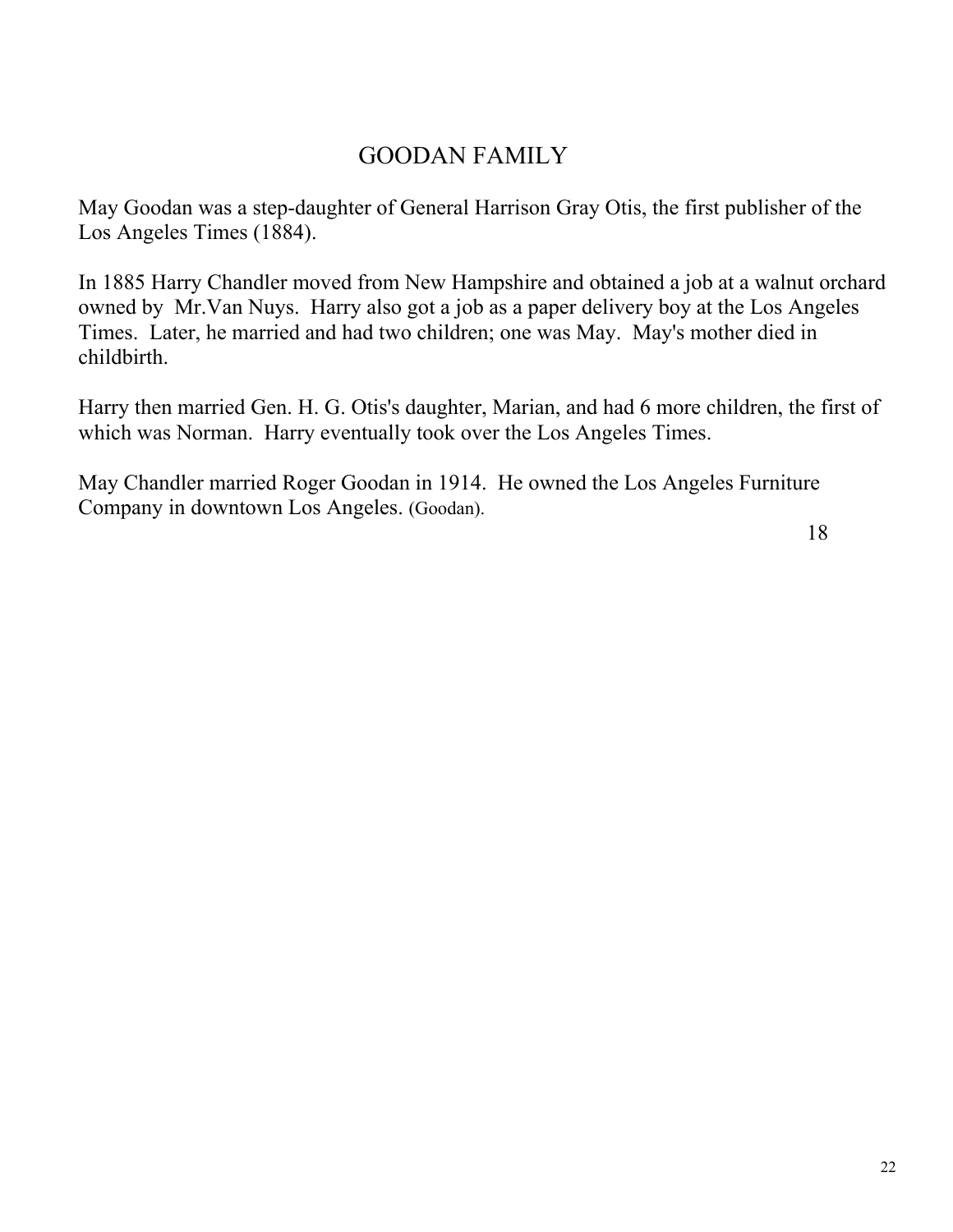# GOODAN FAMILY

May Goodan was a step-daughter of General Harrison Gray Otis, the first publisher of the Los Angeles Times (1884).

In 1885 Harry Chandler moved from New Hampshire and obtained a job at a walnut orchard owned by Mr.Van Nuys. Harry also got a job as a paper delivery boy at the Los Angeles Times. Later, he married and had two children; one was May. May's mother died in childbirth.

Harry then married Gen. H. G. Otis's daughter, Marian, and had 6 more children, the first of which was Norman. Harry eventually took over the Los Angeles Times.

May Chandler married Roger Goodan in 1914. He owned the Los Angeles Furniture Company in downtown Los Angeles. (Goodan).

18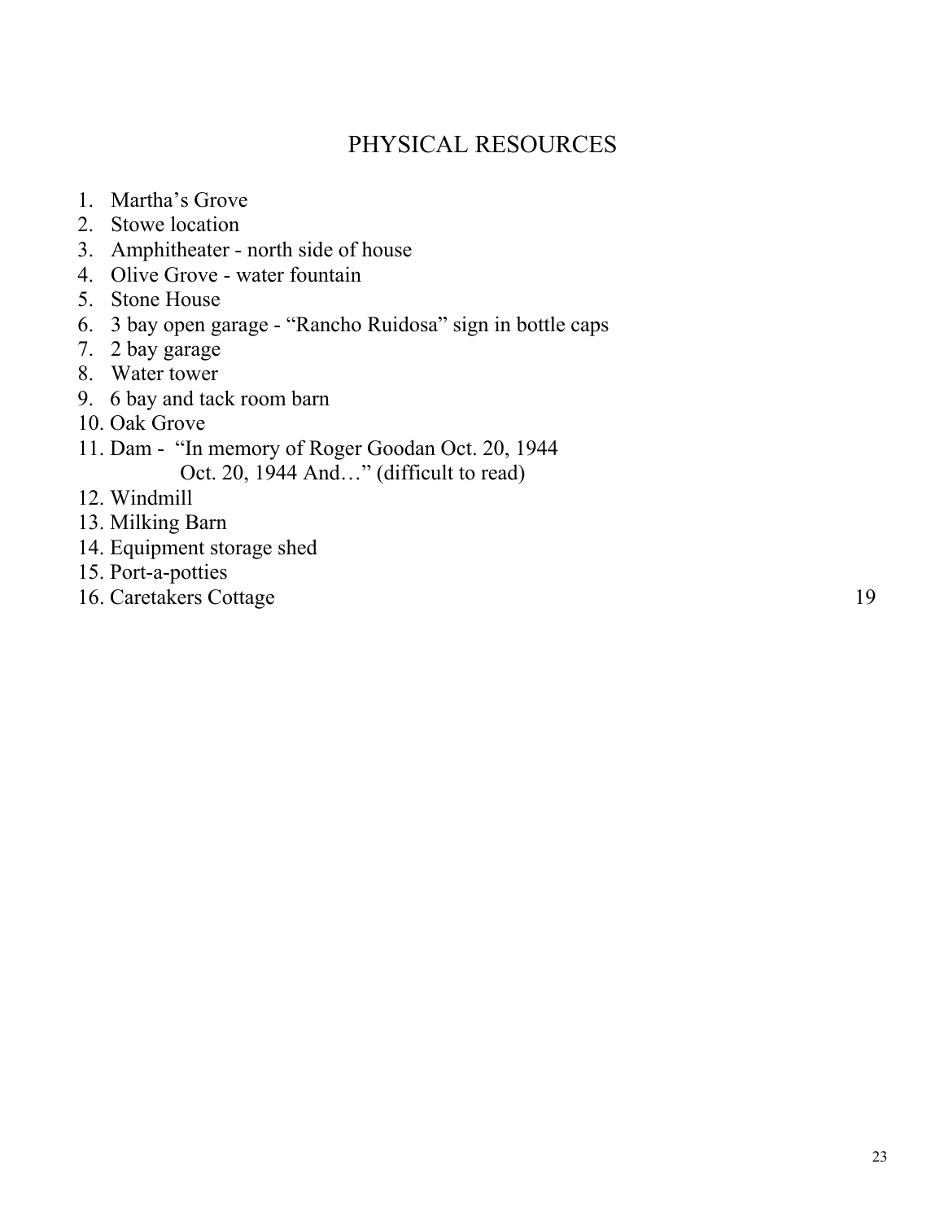# PHYSICAL RESOURCES

1. Martha's Grove
2. Stowe location
3. Amphitheater - north side of house
4. Olive Grove - water fountain
5. Stone House
6. 3 bay open garage - "Rancho Ruidosa" sign in bottle caps
7. 2 bay garage
8. Water tower
9. 6 bay and tack room barn
10. Oak Grove
11. Dam - "In memory of Roger Goodan Oct. 20, 1944
    Oct. 20, 1944 And…" (difficult to read)
12. Windmill
13. Milking Barn
14. Equipment storage shed
15. Port-a-potties
16. Caretakers Cottage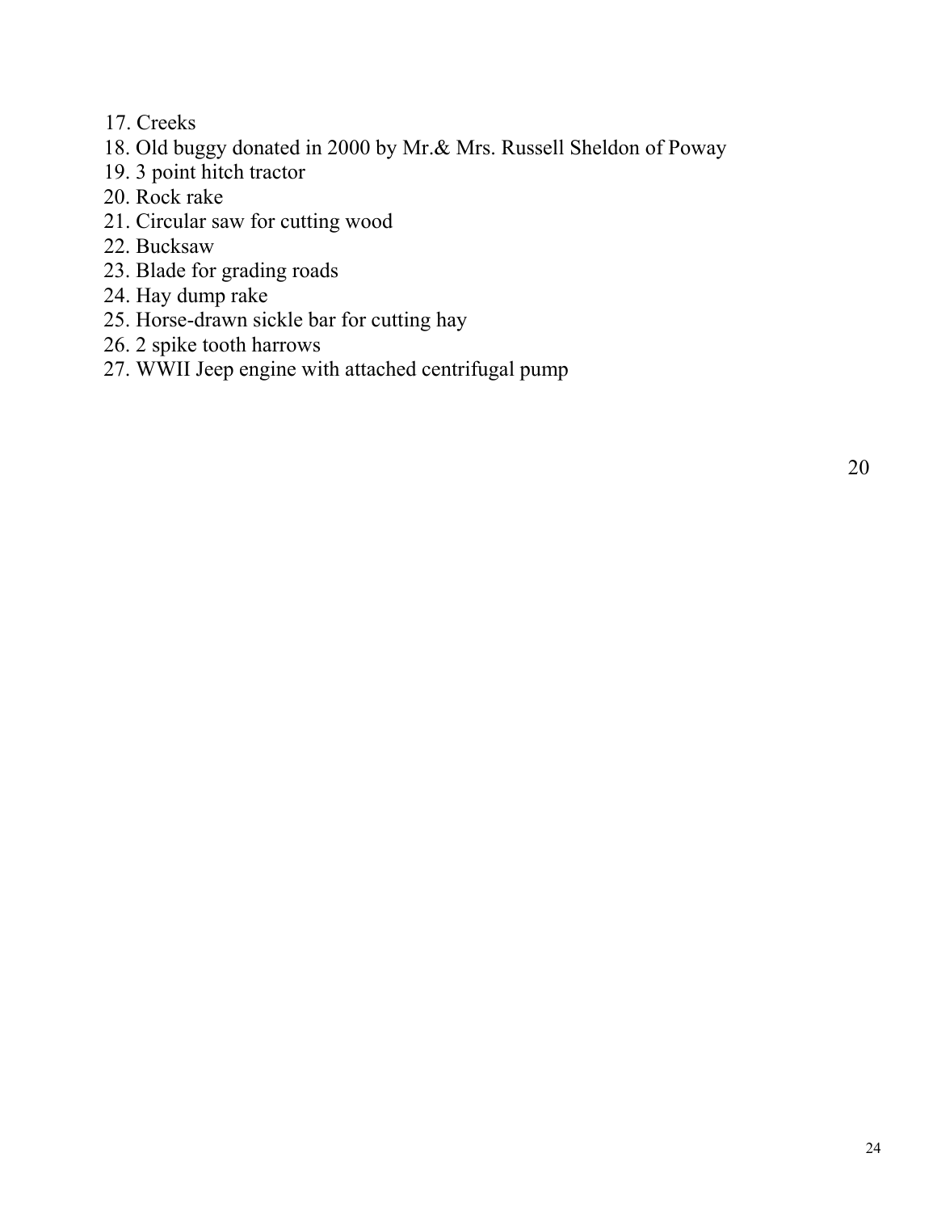17. Creeks
18. Old buggy donated in 2000 by Mr.& Mrs. Russell Sheldon of Poway
19. 3 point hitch tractor
20. Rock rake
21. Circular saw for cutting wood
22. Bucksaw
23. Blade for grading roads
24. Hay dump rake
25. Horse-drawn sickle bar for cutting hay
26. 2 spike tooth harrows
27. WWII Jeep engine with attached centrifugal pump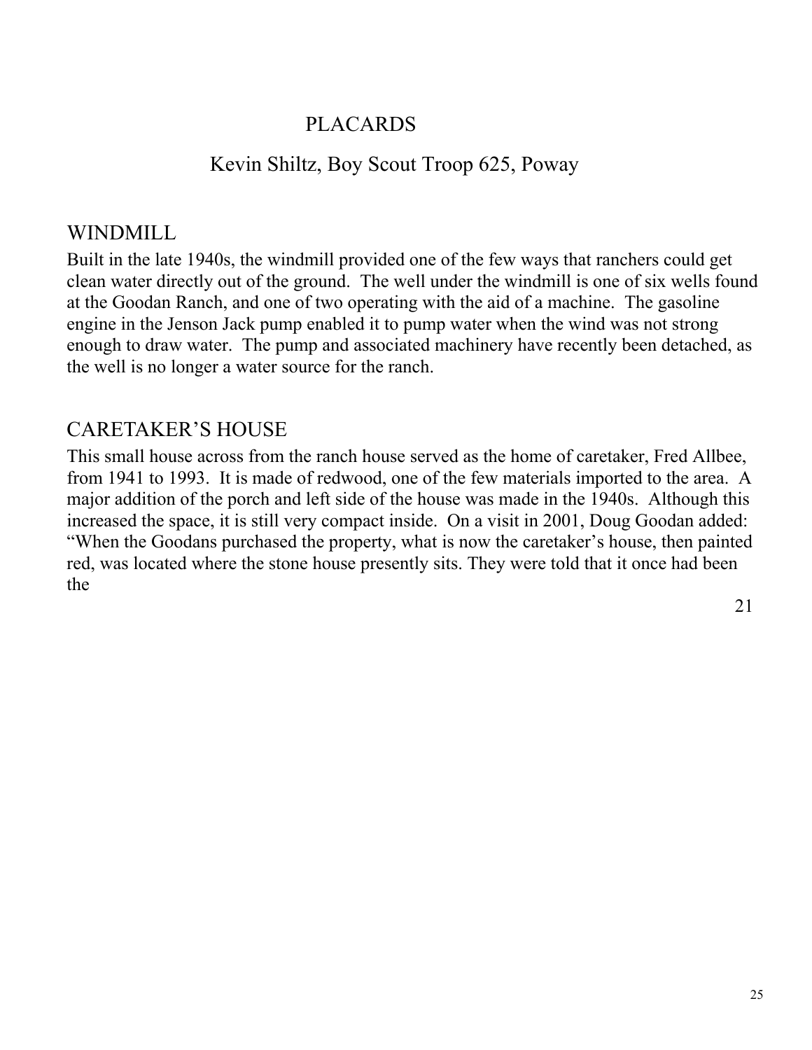# PLACARDS

## Kevin Shiltz, Boy Scout Troop 625, Poway

### WINDMILL

Built in the late 1940s, the windmill provided one of the few ways that ranchers could get clean water directly out of the ground. The well under the windmill is one of six wells found at the Goodan Ranch, and one of two operating with the aid of a machine. The gasoline engine in the Jenson Jack pump enabled it to pump water when the wind was not strong enough to draw water. The pump and associated machinery have recently been detached, as the well is no longer a water source for the ranch.

### CARETAKER'S HOUSE

This small house across from the ranch house served as the home of caretaker, Fred Allbee, from 1941 to 1993. It is made of redwood, one of the few materials imported to the area. A major addition of the porch and left side of the house was made in the 1940s. Although this increased the space, it is still very compact inside. On a visit in 2001, Doug Goodan added: "When the Goodans purchased the property, what is now the caretaker's house, then painted red, was located where the stone house presently sits. They were told that it once had been the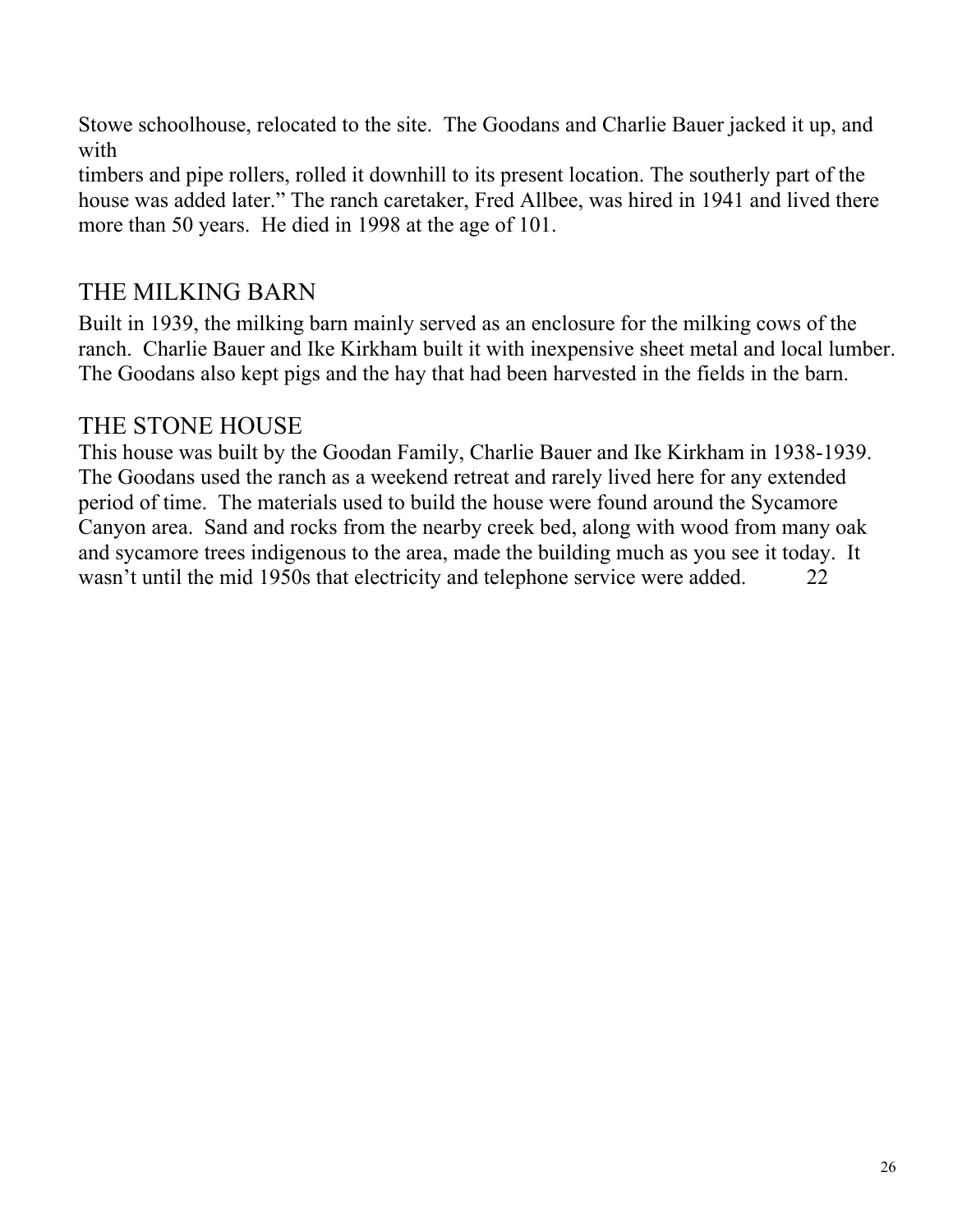Stowe schoolhouse, relocated to the site. The Goodans and Charlie Bauer jacked it up, and with timbers and pipe rollers, rolled it downhill to its present location. The southerly part of the house was added later." The ranch caretaker, Fred Allbee, was hired in 1941 and lived there more than 50 years. He died in 1998 at the age of 101.

## THE MILKING BARN

Built in 1939, the milking barn mainly served as an enclosure for the milking cows of the ranch. Charlie Bauer and Ike Kirkham built it with inexpensive sheet metal and local lumber. The Goodans also kept pigs and the hay that had been harvested in the fields in the barn.

## THE STONE HOUSE

This house was built by the Goodan Family, Charlie Bauer and Ike Kirkham in 1938-1939. The Goodans used the ranch as a weekend retreat and rarely lived here for any extended period of time. The materials used to build the house were found around the Sycamore Canyon area. Sand and rocks from the nearby creek bed, along with wood from many oak and sycamore trees indigenous to the area, made the building much as you see it today. It wasn't until the mid 1950s that electricity and telephone service were added. 22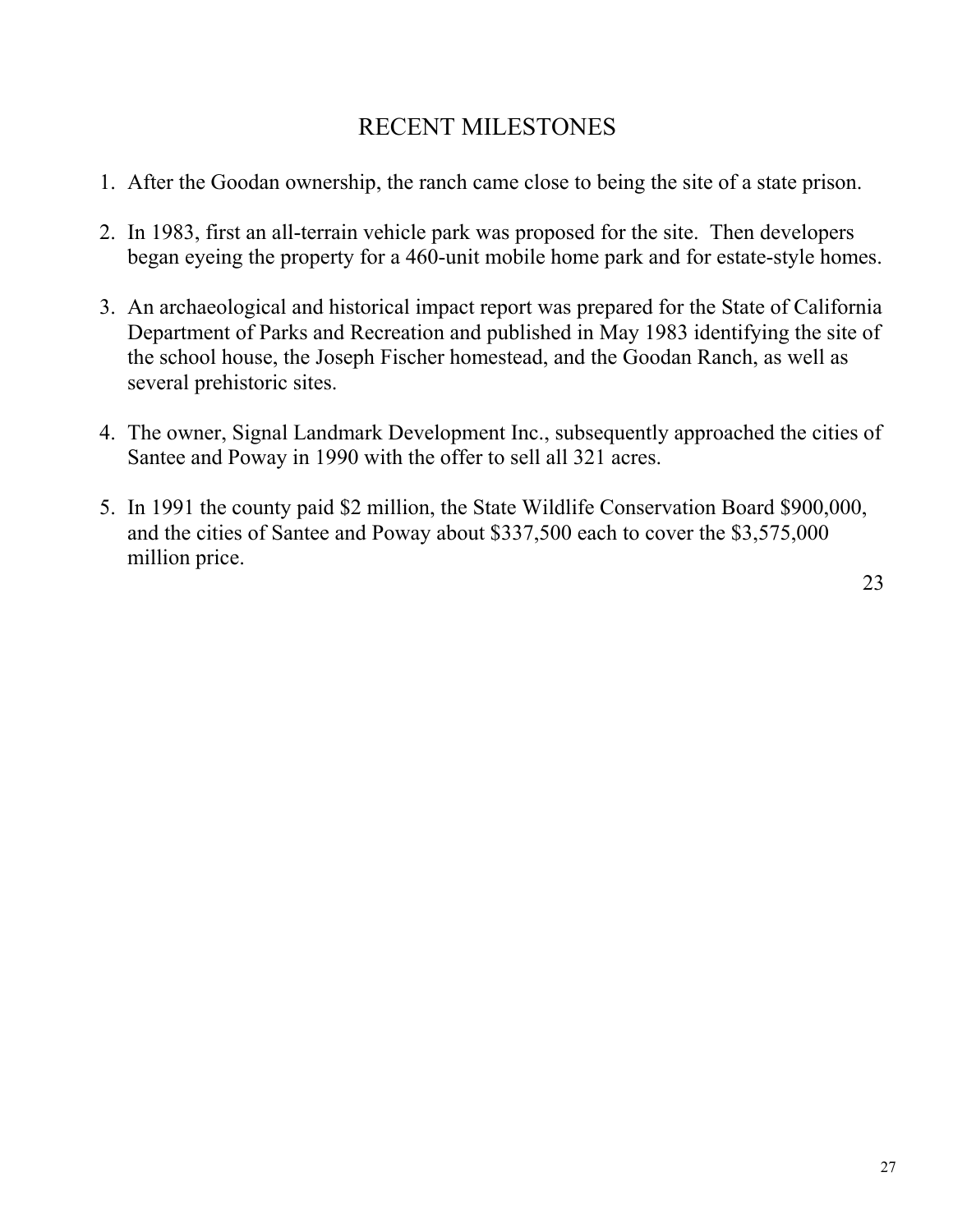# RECENT MILESTONES

1. After the Goodan ownership, the ranch came close to being the site of a state prison.

2. In 1983, first an all-terrain vehicle park was proposed for the site. Then developers began eyeing the property for a 460-unit mobile home park and for estate-style homes.

3. An archaeological and historical impact report was prepared for the State of California Department of Parks and Recreation and published in May 1983 identifying the site of the school house, the Joseph Fischer homestead, and the Goodan Ranch, as well as several prehistoric sites.

4. The owner, Signal Landmark Development Inc., subsequently approached the cities of Santee and Poway in 1990 with the offer to sell all 321 acres.

5. In 1991 the county paid $2 million, the State Wildlife Conservation Board $900,000, and the cities of Santee and Poway about $337,500 each to cover the $3,575,000 million price.

23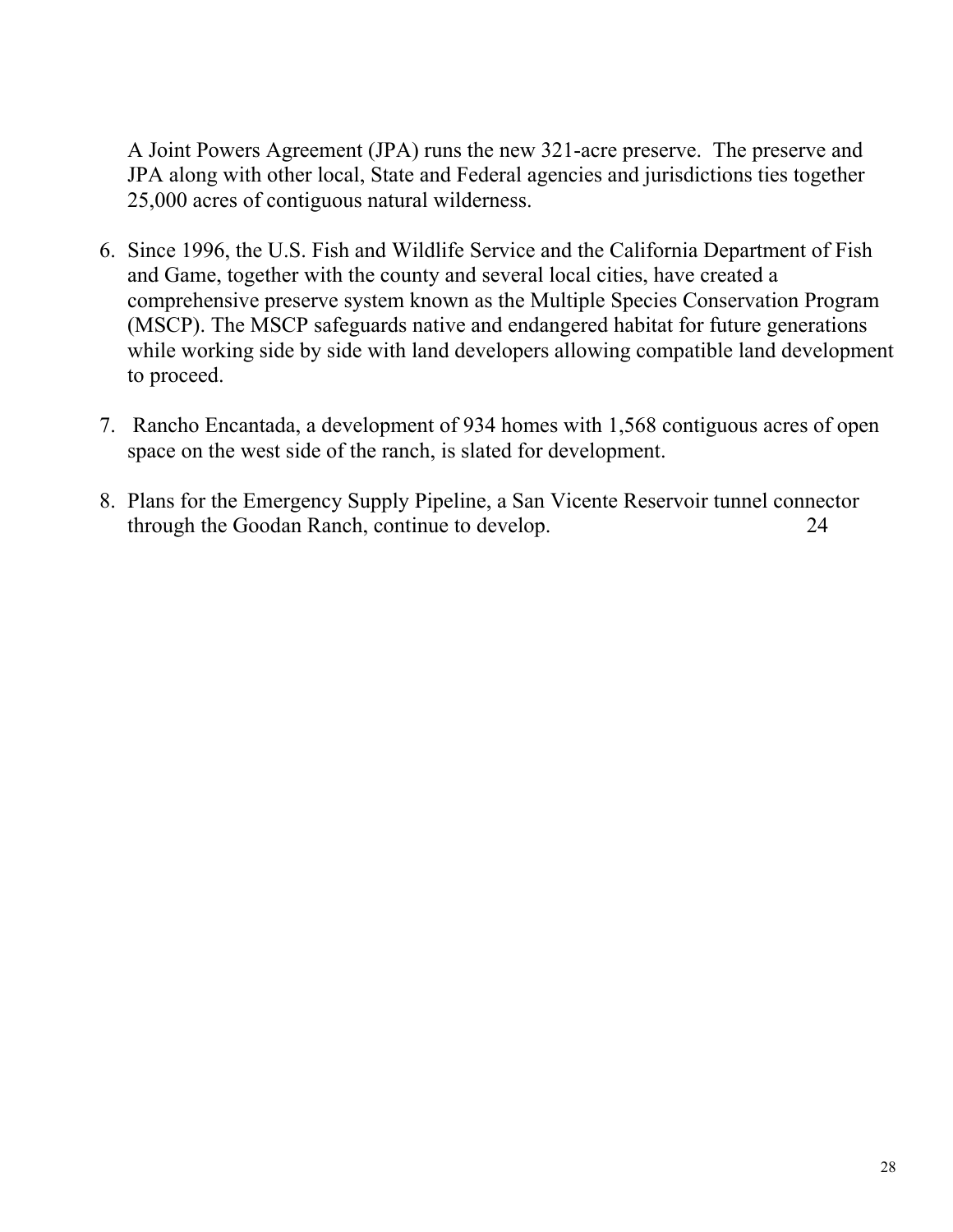A Joint Powers Agreement (JPA) runs the new 321-acre preserve. The preserve and JPA along with other local, State and Federal agencies and jurisdictions ties together 25,000 acres of contiguous natural wilderness.

6. Since 1996, the U.S. Fish and Wildlife Service and the California Department of Fish and Game, together with the county and several local cities, have created a comprehensive preserve system known as the Multiple Species Conservation Program (MSCP). The MSCP safeguards native and endangered habitat for future generations while working side by side with land developers allowing compatible land development to proceed.

7. Rancho Encantada, a development of 934 homes with 1,568 contiguous acres of open space on the west side of the ranch, is slated for development.

8. Plans for the Emergency Supply Pipeline, a San Vicente Reservoir tunnel connector through the Goodan Ranch, continue to develop. [24]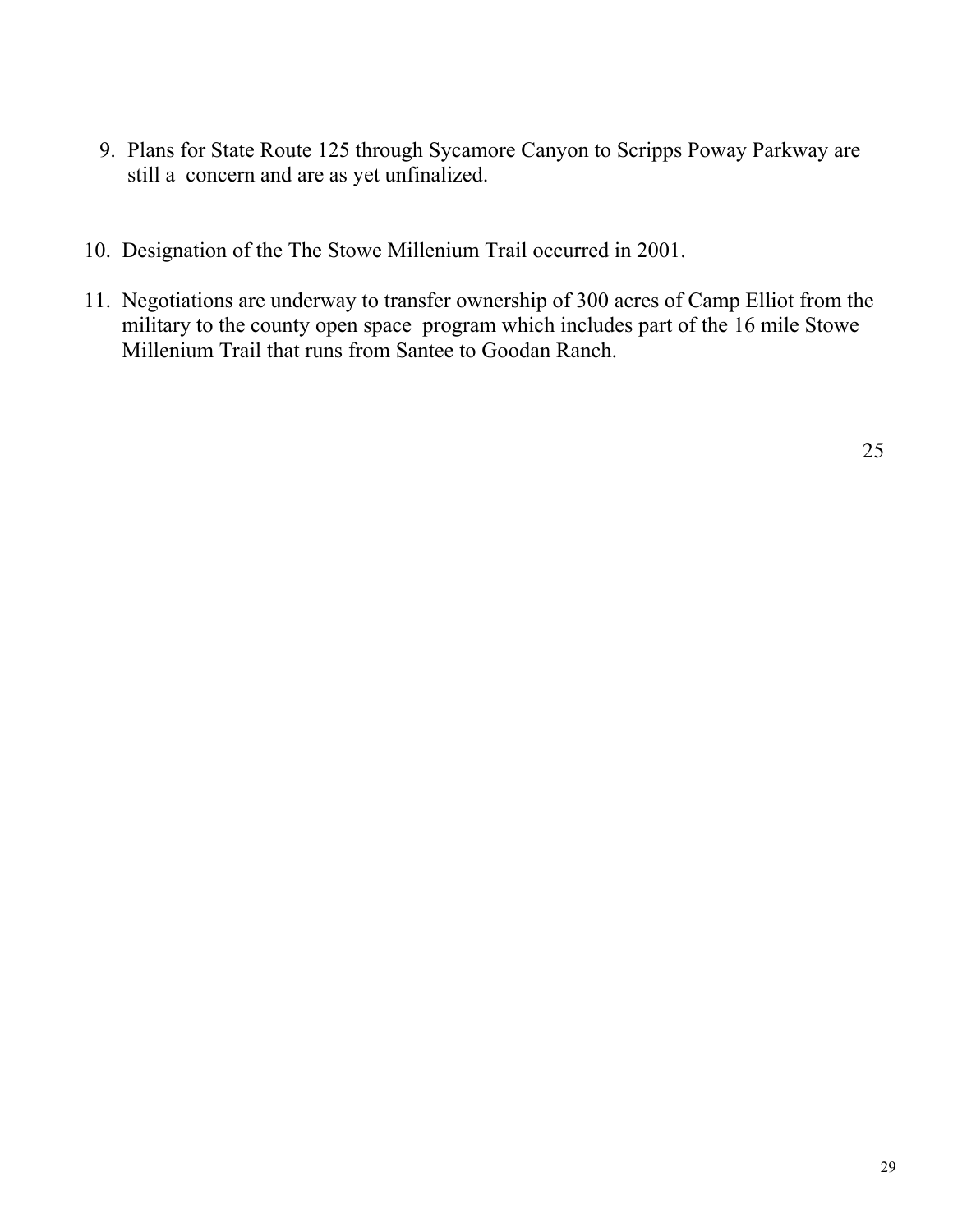9. Plans for State Route 125 through Sycamore Canyon to Scripps Poway Parkway are still a concern and are as yet unfinalized.

10. Designation of the The Stowe Millenium Trail occurred in 2001.

11. Negotiations are underway to transfer ownership of 300 acres of Camp Elliot from the military to the county open space program which includes part of the 16 mile Stowe Millenium Trail that runs from Santee to Goodan Ranch.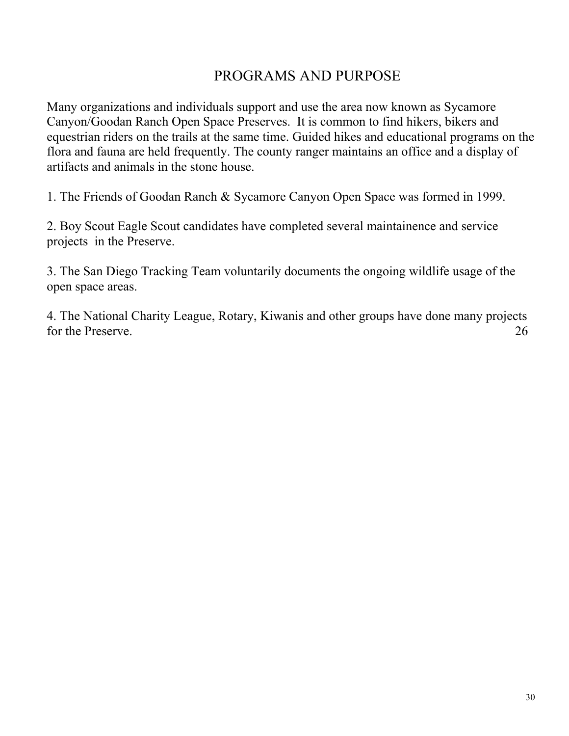# PROGRAMS AND PURPOSE

Many organizations and individuals support and use the area now known as Sycamore Canyon/Goodan Ranch Open Space Preserves. It is common to find hikers, bikers and equestrian riders on the trails at the same time. Guided hikes and educational programs on the flora and fauna are held frequently. The county ranger maintains an office and a display of artifacts and animals in the stone house.

1. The Friends of Goodan Ranch & Sycamore Canyon Open Space was formed in 1999.

2. Boy Scout Eagle Scout candidates have completed several maintainence and service projects in the Preserve.

3. The San Diego Tracking Team voluntarily documents the ongoing wildlife usage of the open space areas.

4. The National Charity League, Rotary, Kiwanis and other groups have done many projects for the Preserve. 26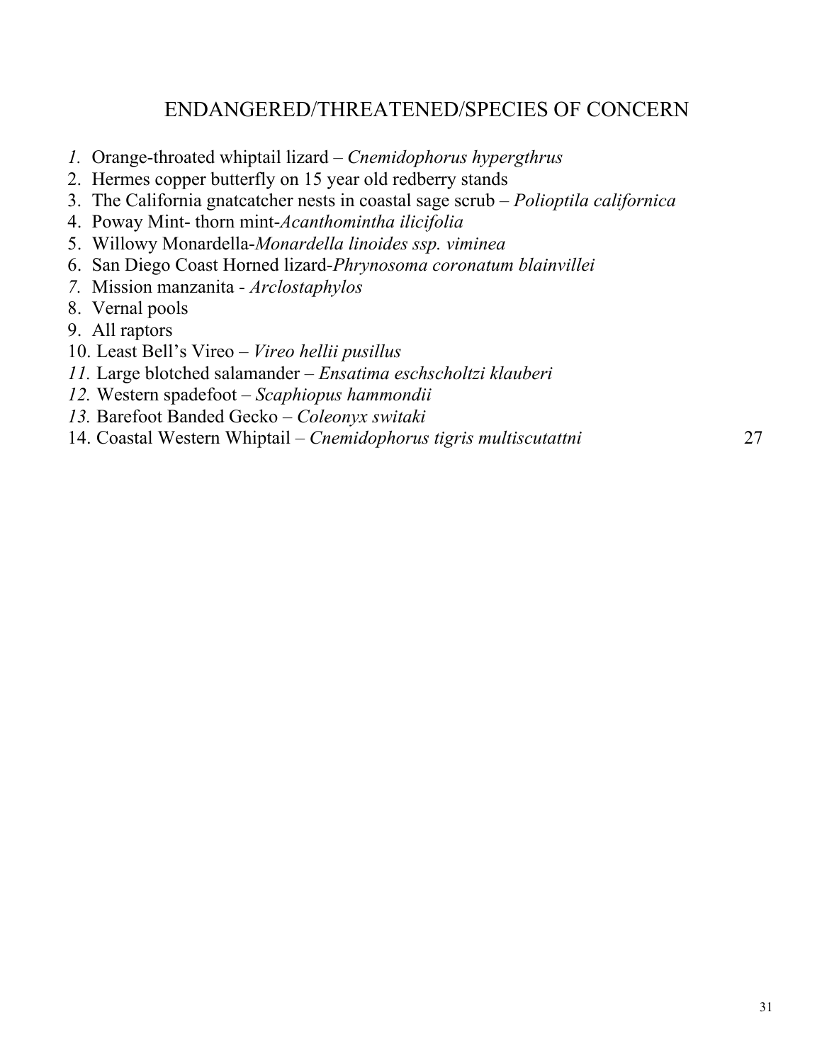## ENDANGERED/THREATENED/SPECIES OF CONCERN

1. Orange-throated whiptail lizard – *Cnemidophorus hypergthrus*
2. Hermes copper butterfly on 15 year old redberry stands
3. The California gnatcatcher nests in coastal sage scrub – *Polioptila californica*
4. Poway Mint- thorn mint-*Acanthomintha ilicifolia*
5. Willowy Monardella-*Monardella linoides ssp. viminea*
6. San Diego Coast Horned lizard-*Phrynosoma coronatum blainvillei*
7. Mission manzanita - *Arclostaphylos*
8. Vernal pools
9. All raptors
10. Least Bell's Vireo – *Vireo hellii pusillus*
11. Large blotched salamander – *Ensatima eschscholtzi klauberi*
12. Western spadefoot – *Scaphiopus hammondii*
13. Barefoot Banded Gecko – *Coleonyx switaki*
14. Coastal Western Whiptail – *Cnemidophorus tigris multiscutattni* 27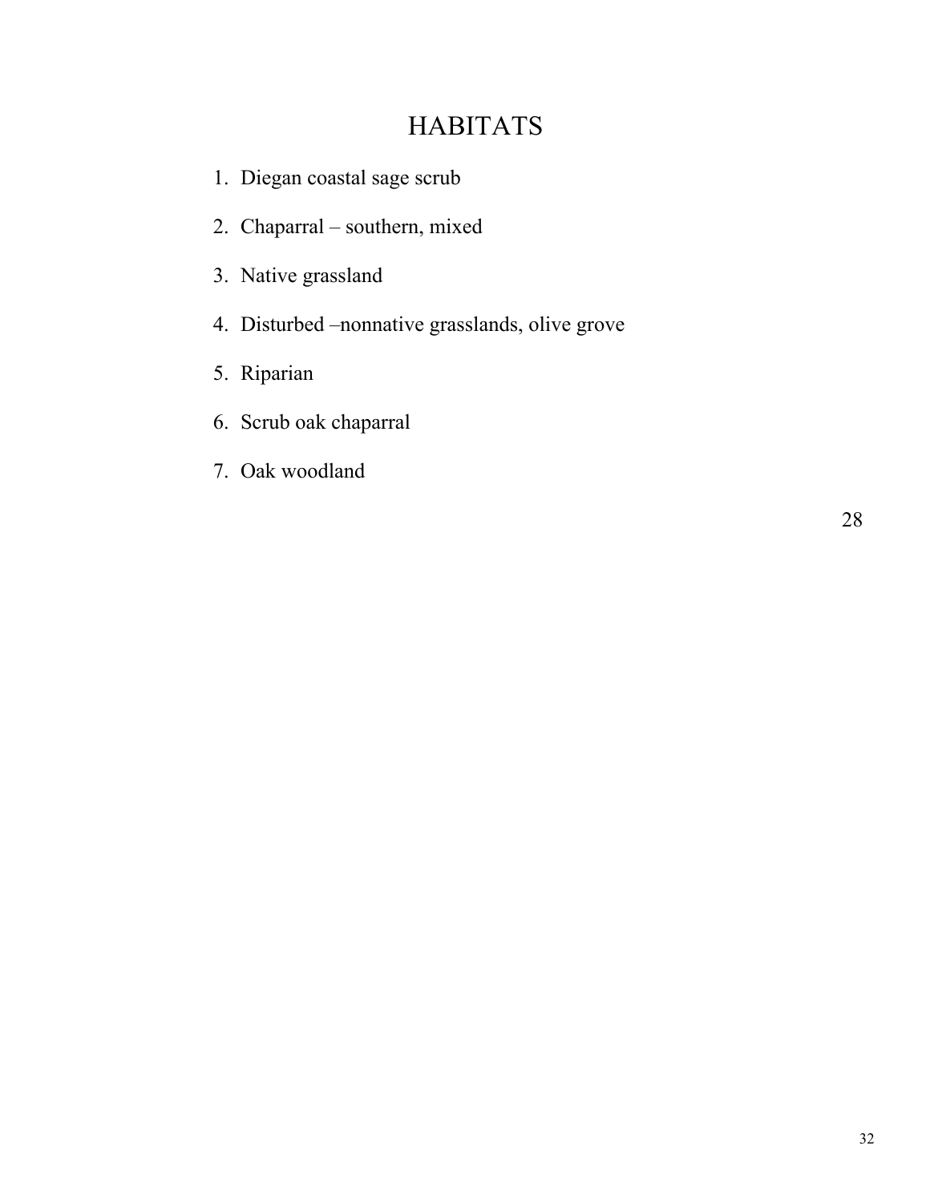# HABITATS

1. Diegan coastal sage scrub
2. Chaparral – southern, mixed
3. Native grassland
4. Disturbed –nonnative grasslands, olive grove
5. Riparian
6. Scrub oak chaparral
7. Oak woodland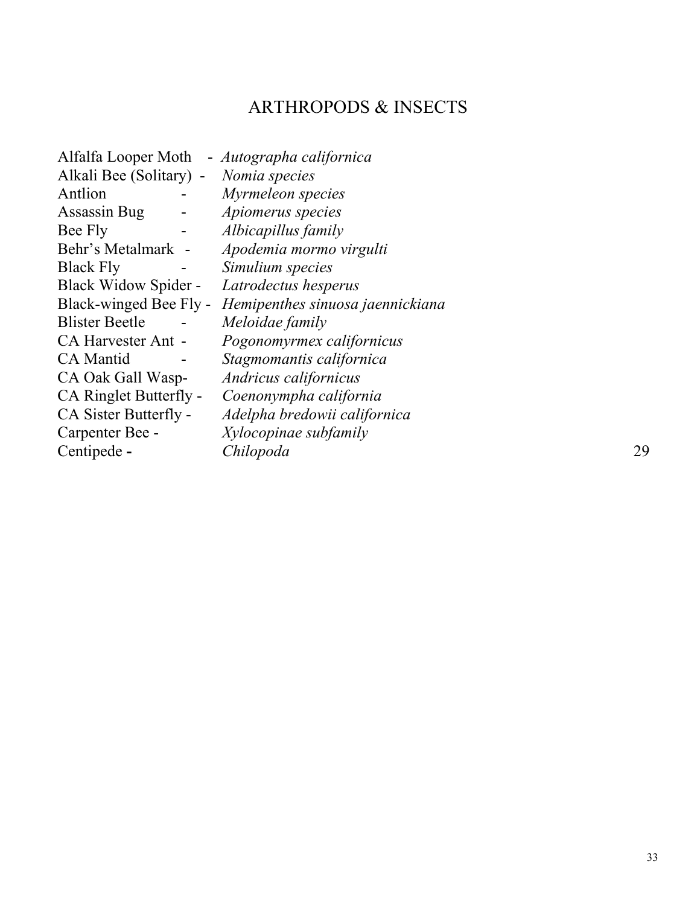# ARTHROPODS & INSECTS

Alfalfa Looper Moth - *Autographa californica*
Alkali Bee (Solitary) - *Nomia species*
Antlion - *Myrmeleon species*
Assassin Bug - *Apiomerus species*
Bee Fly - *Albicapillus family*
Behr's Metalmark - *Apodemia mormo virgulti*
Black Fly - *Simulium species*
Black Widow Spider - *Latrodectus hesperus*
Black-winged Bee Fly - *Hemipenthes sinuosa jaennickiana*
Blister Beetle - *Meloidae family*
CA Harvester Ant - *Pogonomyrmex californicus*
CA Mantid - *Stagmomantis californica*
CA Oak Gall Wasp- *Andricus californicus*
CA Ringlet Butterfly - *Coenonympha california*
CA Sister Butterfly - *Adelpha bredowii californica*
Carpenter Bee - *Xylocopinae subfamily*
Centipede - *Chilopoda*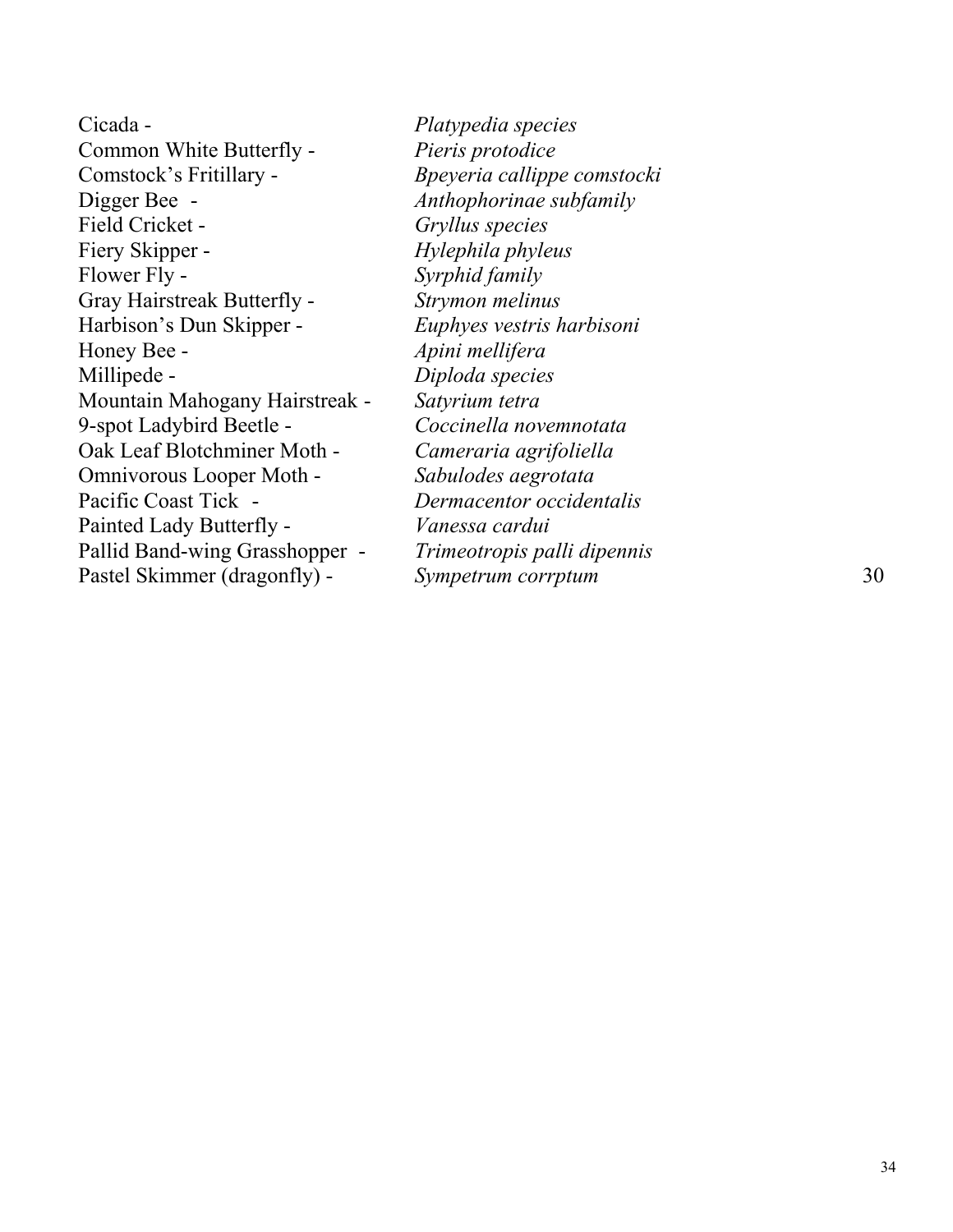Cicada - *Platypedia species*
Common White Butterfly - *Pieris protodice*
Comstock's Fritillary - *Bpeyeria callippe comstocki*
Digger Bee - *Anthophorinae subfamily*
Field Cricket - *Gryllus species*
Fiery Skipper - *Hylephila phyleus*
Flower Fly - *Syrphid family*
Gray Hairstreak Butterfly - *Strymon melinus*
Harbison's Dun Skipper - *Euphyes vestris harbisoni*
Honey Bee - *Apini mellifera*
Millipede - *Diploda species*
Mountain Mahogany Hairstreak - *Satyrium tetra*
9-spot Ladybird Beetle - *Coccinella novemnotata*
Oak Leaf Blotchminer Moth - *Cameraria agrifoliella*
Omnivorous Looper Moth - *Sabulodes aegrotata*
Pacific Coast Tick - *Dermacentor occidentalis*
Painted Lady Butterfly - *Vanessa cardui*
Pallid Band-wing Grasshopper - *Trimeotropis palli dipennis*
Pastel Skimmer (dragonfly) - *Sympetrum corrptum* 30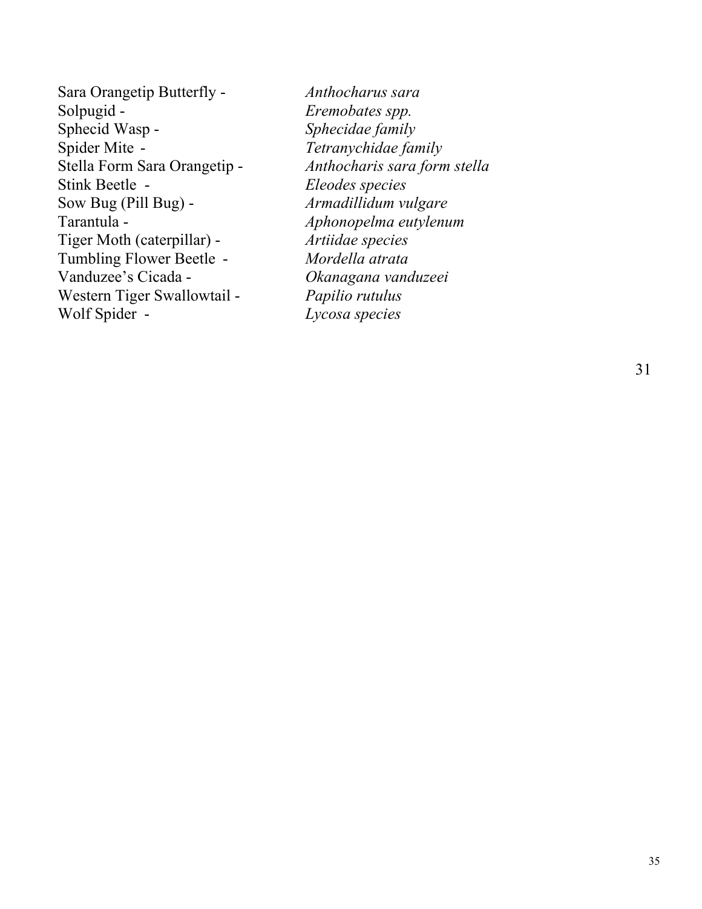Sara Orangetip Butterfly - *Anthocharus sara*
Solpugid - *Eremobates spp.*
Sphecid Wasp - *Sphecidae family*
Spider Mite - *Tetranychidae family*
Stella Form Sara Orangetip - *Anthocharis sara form stella*
Stink Beetle - *Eleodes species*
Sow Bug (Pill Bug) - *Armadillidum vulgare*
Tarantula - *Aphonopelma eutylenum*
Tiger Moth (caterpillar) - *Artiidae species*
Tumbling Flower Beetle - *Mordella atrata*
Vanduzee's Cicada - *Okanagana vanduzeei*
Western Tiger Swallowtail - *Papilio rutulus*
Wolf Spider - *Lycosa species*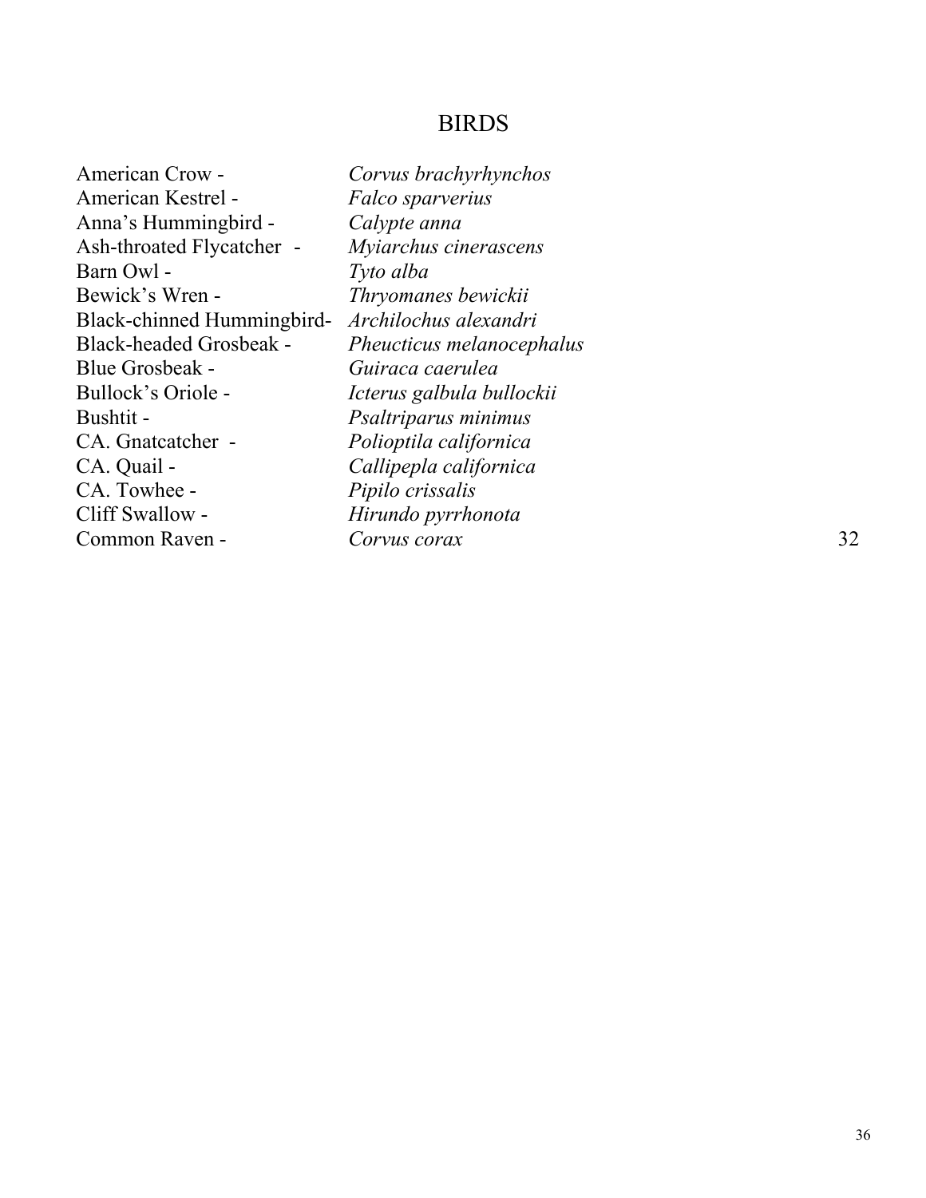## BIRDS

American Crow - *Corvus brachyrhynchos*
American Kestrel - *Falco sparverius*
Anna's Hummingbird - *Calypte anna*
Ash-throated Flycatcher - *Myiarchus cinerascens*
Barn Owl - *Tyto alba*
Bewick's Wren - *Thryomanes bewickii*
Black-chinned Hummingbird- *Archilochus alexandri*
Black-headed Grosbeak - *Pheucticus melanocephalus*
Blue Grosbeak - *Guiraca caerulea*
Bullock's Oriole - *Icterus galbula bullockii*
Bushtit - *Psaltriparus minimus*
CA. Gnatcatcher - *Polioptila californica*
CA. Quail - *Callipepla californica*
CA. Towhee - *Pipilo crissalis*
Cliff Swallow - *Hirundo pyrrhonota*
Common Raven - *Corvus corax* 32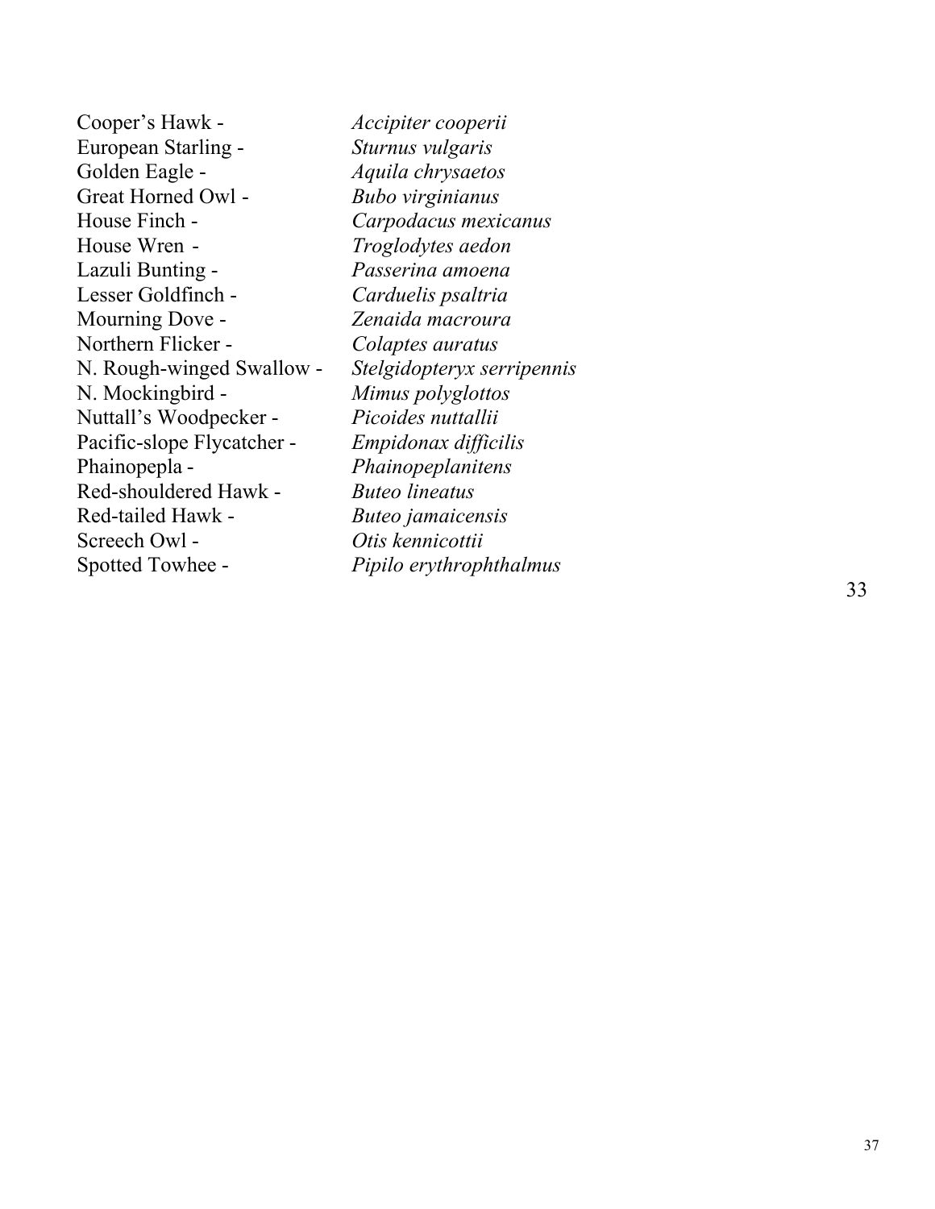Cooper's Hawk - *Accipiter cooperii*
European Starling - *Sturnus vulgaris*
Golden Eagle - *Aquila chrysaetos*
Great Horned Owl - *Bubo virginianus*
House Finch - *Carpodacus mexicanus*
House Wren - *Troglodytes aedon*
Lazuli Bunting - *Passerina amoena*
Lesser Goldfinch - *Carduelis psaltria*
Mourning Dove - *Zenaida macroura*
Northern Flicker - *Colaptes auratus*
N. Rough-winged Swallow - *Stelgidopteryx serripennis*
N. Mockingbird - *Mimus polyglottos*
Nuttall's Woodpecker - *Picoides nuttallii*
Pacific-slope Flycatcher - *Empidonax difficilis*
Phainopepla - *Phainopeplanitens*
Red-shouldered Hawk - *Buteo lineatus*
Red-tailed Hawk - *Buteo jamaicensis*
Screech Owl - *Otis kennicottii*
Spotted Towhee - *Pipilo erythrophthalmus*

33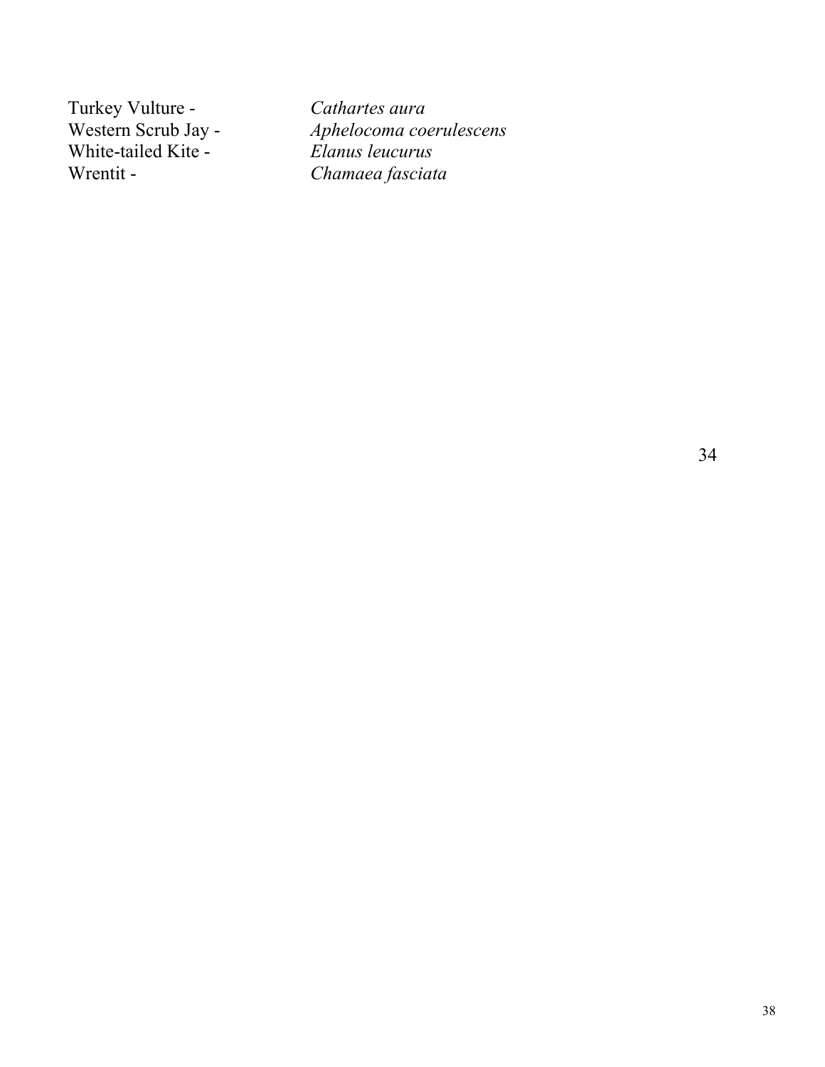Turkey Vulture - *Cathartes aura*
Western Scrub Jay - *Aphelocoma coerulescens*
White-tailed Kite - *Elanus leucurus*
Wrentit - *Chamaea fasciata*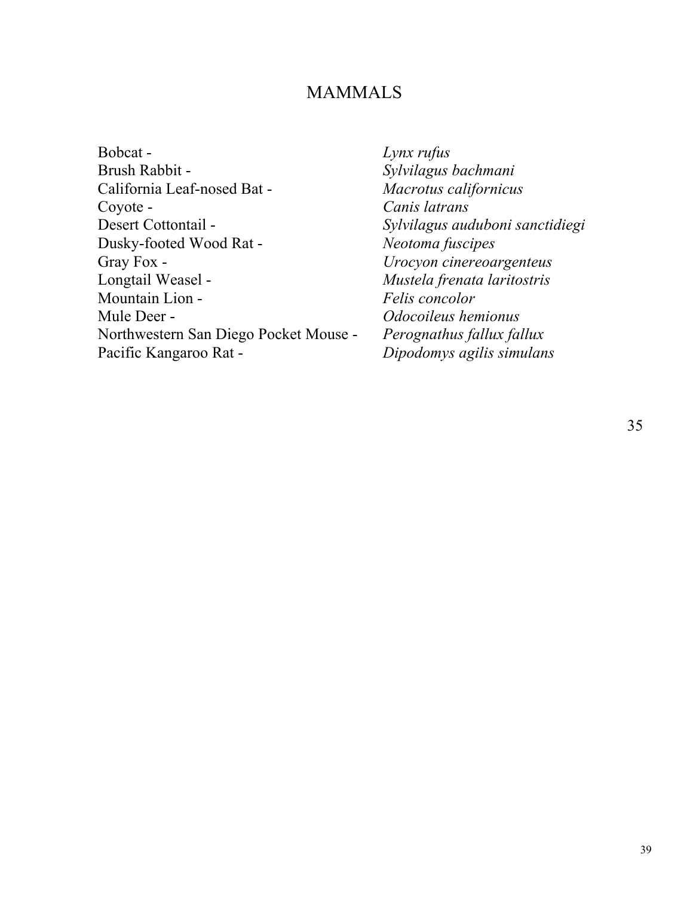# MAMMALS

Bobcat - *Lynx rufus*
Brush Rabbit - *Sylvilagus bachmani*
California Leaf-nosed Bat - *Macrotus californicus*
Coyote - *Canis latrans*
Desert Cottontail - *Sylvilagus auduboni sanctidiegi*
Dusky-footed Wood Rat - *Neotoma fuscipes*
Gray Fox - *Urocyon cinereoargenteus*
Longtail Weasel - *Mustela frenata laritostris*
Mountain Lion - *Felis concolor*
Mule Deer - *Odocoileus hemionus*
Northwestern San Diego Pocket Mouse - *Perognathus fallux fallux*
Pacific Kangaroo Rat - *Dipodomys agilis simulans*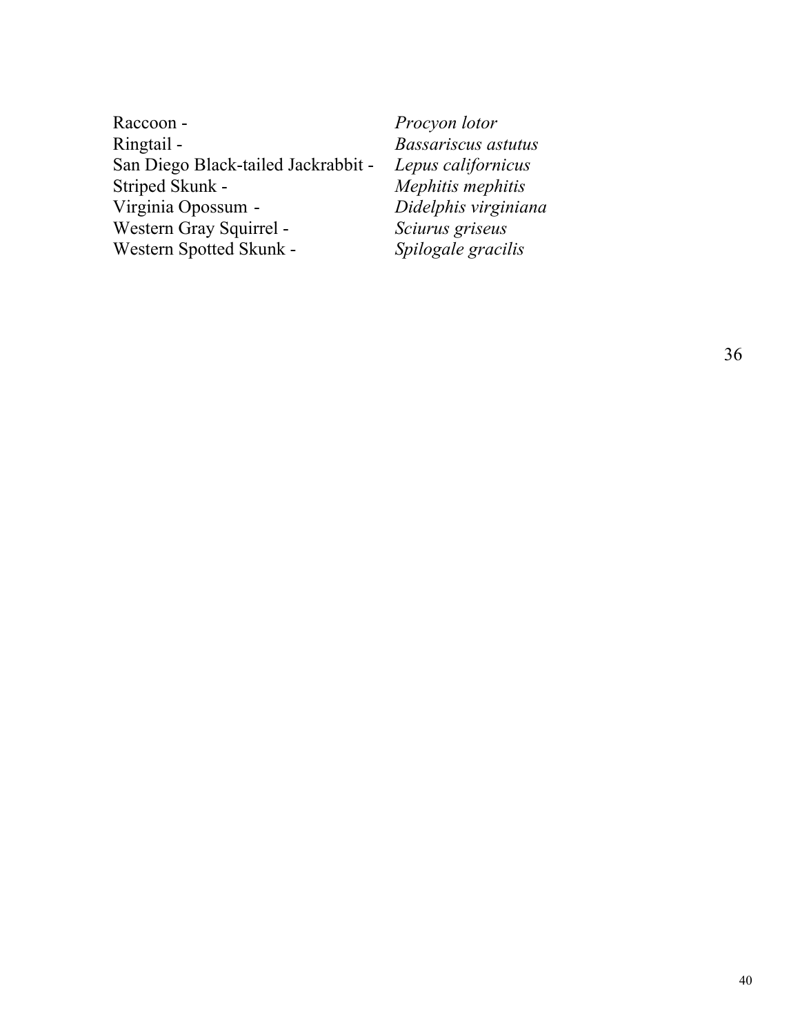Raccoon - *Procyon lotor*
Ringtail - *Bassariscus astutus*
San Diego Black-tailed Jackrabbit - *Lepus californicus*
Striped Skunk - *Mephitis mephitis*
Virginia Opossum - *Didelphis virginiana*
Western Gray Squirrel - *Sciurus griseus*
Western Spotted Skunk - *Spilogale gracilis*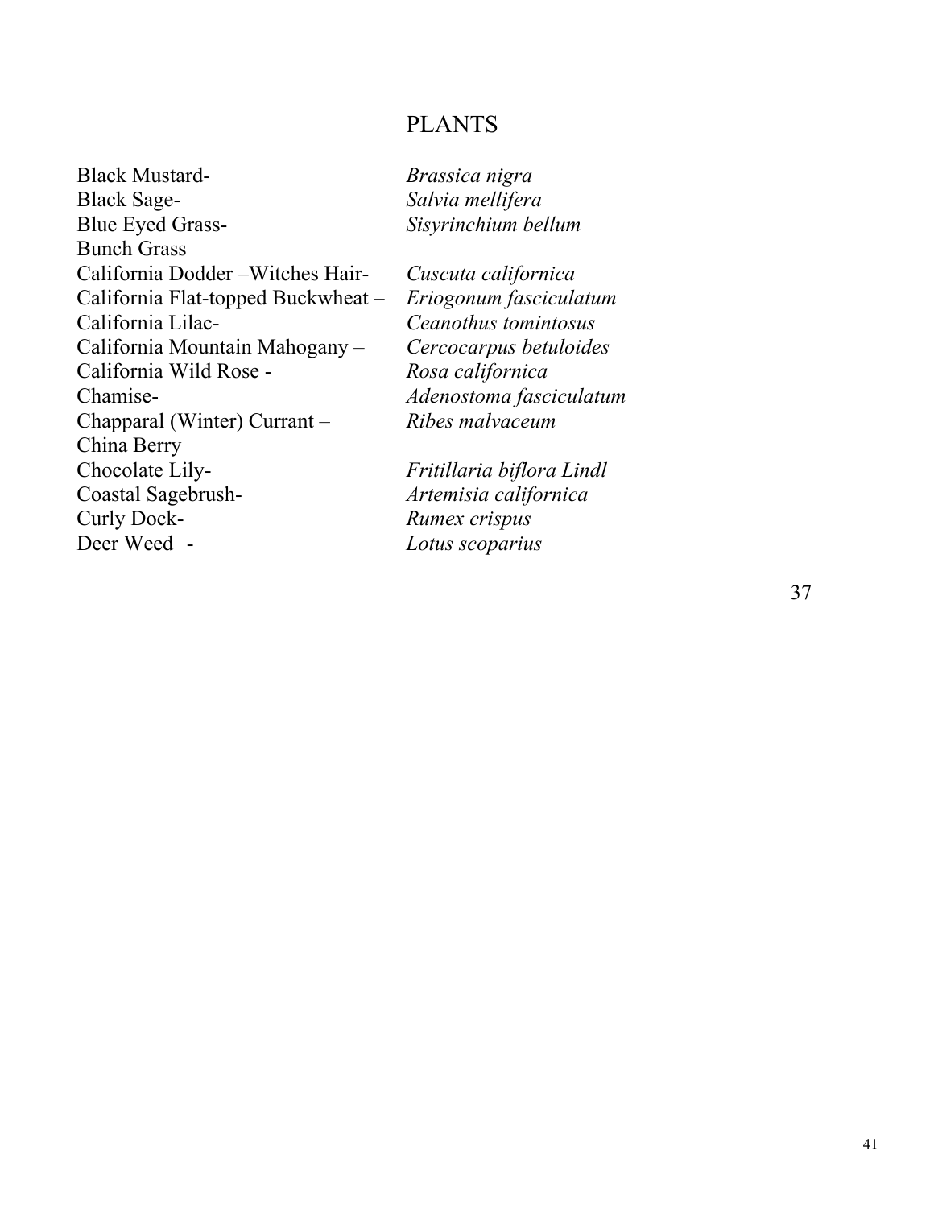# PLANTS

| | |
|---|---|
| Black Mustard- | *Brassica nigra* |
| Black Sage- | *Salvia mellifera* |
| Blue Eyed Grass- | *Sisyrinchium bellum* |
| Bunch Grass | |
| California Dodder –Witches Hair- | *Cuscuta californica* |
| California Flat-topped Buckwheat – | *Eriogonum fasciculatum* |
| California Lilac- | *Ceanothus tomintosus* |
| California Mountain Mahogany – | *Cercocarpus betuloides* |
| California Wild Rose - | *Rosa californica* |
| Chamise- | *Adenostoma fasciculatum* |
| Chapparal (Winter) Currant – | *Ribes malvaceum* |
| China Berry | |
| Chocolate Lily- | *Fritillaria biflora Lindl* |
| Coastal Sagebrush- | *Artemisia californica* |
| Curly Dock- | *Rumex crispus* |
| Deer Weed - | *Lotus scoparius* |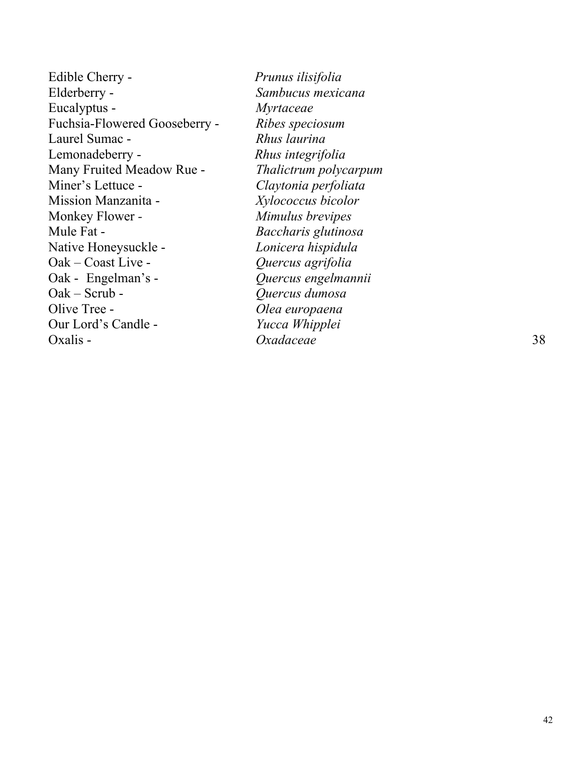Edible Cherry - *Prunus ilisifolia*
Elderberry - *Sambucus mexicana*
Eucalyptus - *Myrtaceae*
Fuchsia-Flowered Gooseberry - *Ribes speciosum*
Laurel Sumac - *Rhus laurina*
Lemonadeberry - *Rhus integrifolia*
Many Fruited Meadow Rue - *Thalictrum polycarpum*
Miner's Lettuce - *Claytonia perfoliata*
Mission Manzanita - *Xylococcus bicolor*
Monkey Flower - *Mimulus brevipes*
Mule Fat - *Baccharis glutinosa*
Native Honeysuckle - *Lonicera hispidula*
Oak – Coast Live - *Quercus agrifolia*
Oak - Engelman's - *Quercus engelmannii*
Oak – Scrub - *Quercus dumosa*
Olive Tree - *Olea europaena*
Our Lord's Candle - *Yucca Whipplei*
Oxalis - *Oxadaceae*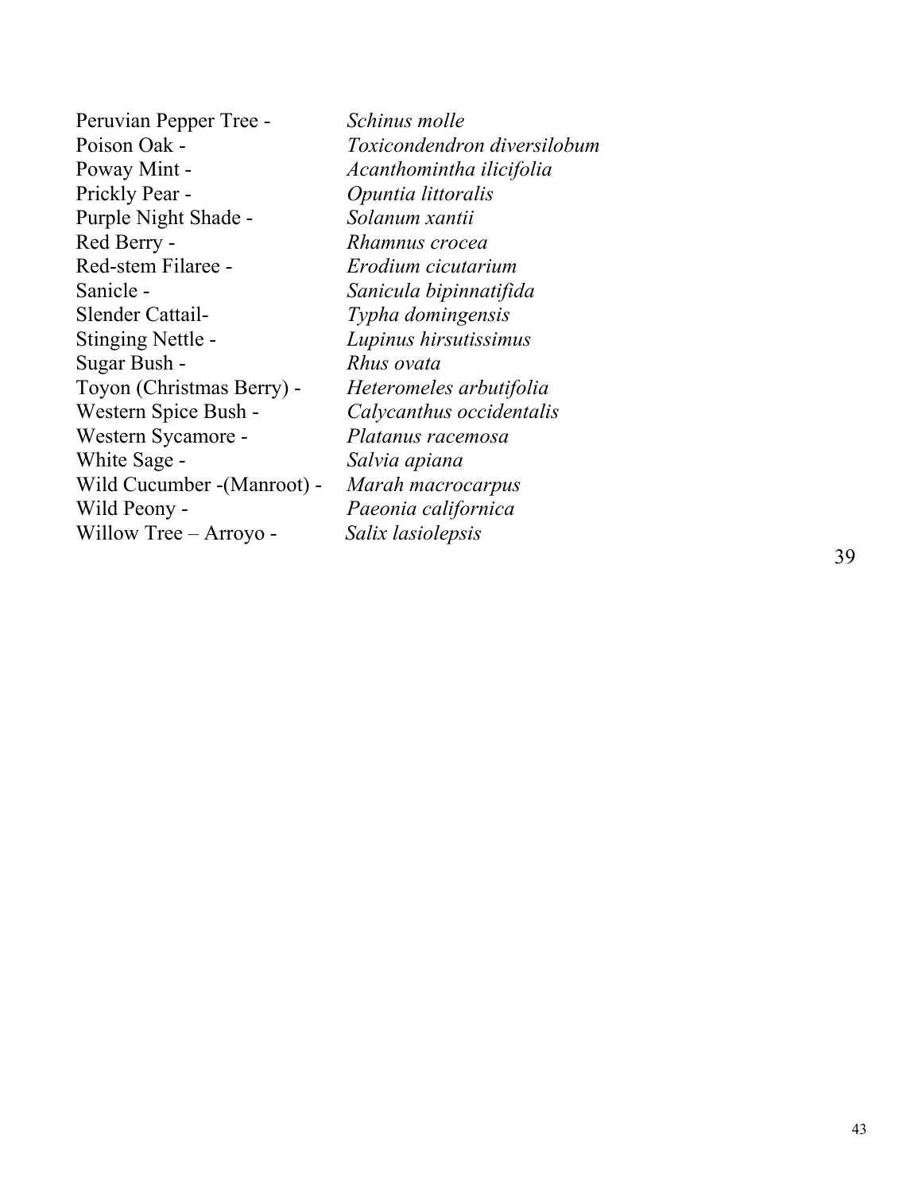Peruvian Pepper Tree - *Schinus molle*
Poison Oak - *Toxicondendron diversilobum*
Poway Mint - *Acanthomintha ilicifolia*
Prickly Pear - *Opuntia littoralis*
Purple Night Shade - *Solanum xantii*
Red Berry - *Rhamnus crocea*
Red-stem Filaree - *Erodium cicutarium*
Sanicle - *Sanicula bipinnatifida*
Slender Cattail- *Typha domingensis*
Stinging Nettle - *Lupinus hirsutissimus*
Sugar Bush - *Rhus ovata*
Toyon (Christmas Berry) - *Heteromeles arbutifolia*
Western Spice Bush - *Calycanthus occidentalis*
Western Sycamore - *Platanus racemosa*
White Sage - *Salvia apiana*
Wild Cucumber -(Manroot) - *Marah macrocarpus*
Wild Peony - *Paeonia californica*
Willow Tree – Arroyo - *Salix lasiolepsis*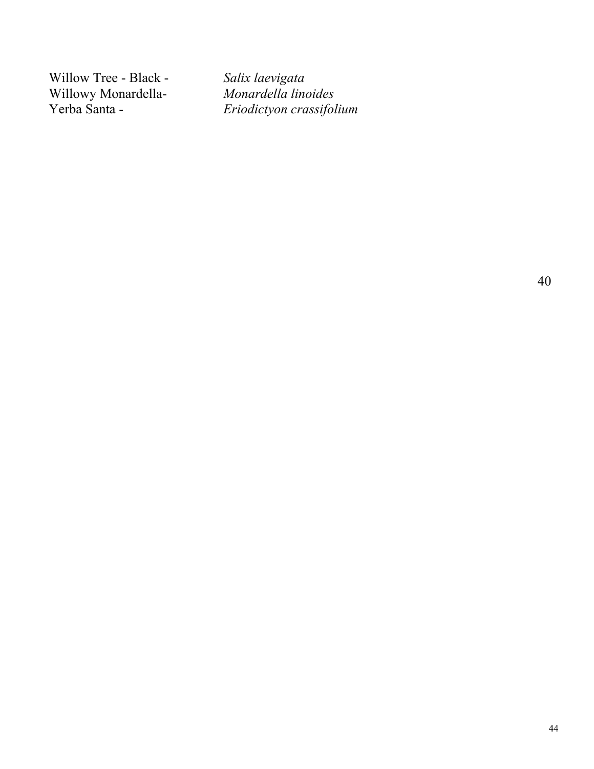Willow Tree - Black - *Salix laevigata*
Willowy Monardella- *Monardella linoides*
Yerba Santa - *Eriodictyon crassifolium*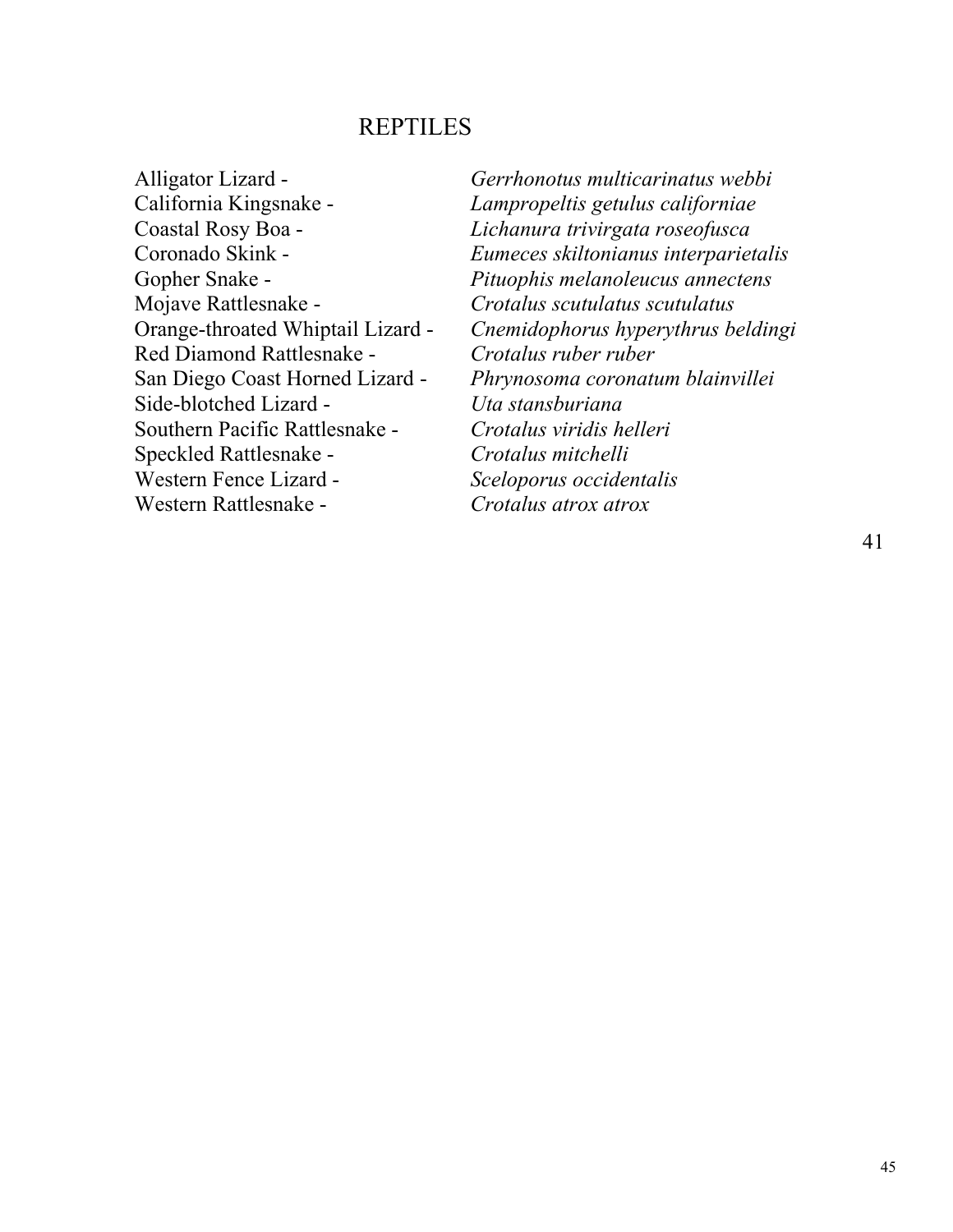## REPTILES

Alligator Lizard - *Gerrhonotus multicarinatus webbi*
California Kingsnake - *Lampropeltis getulus californiae*
Coastal Rosy Boa - *Lichanura trivirgata roseofusca*
Coronado Skink - *Eumeces skiltonianus interparietalis*
Gopher Snake - *Pituophis melanoleucus annectens*
Mojave Rattlesnake - *Crotalus scutulatus scutulatus*
Orange-throated Whiptail Lizard - *Cnemidophorus hyperythrus beldingi*
Red Diamond Rattlesnake - *Crotalus ruber ruber*
San Diego Coast Horned Lizard - *Phrynosoma coronatum blainvillei*
Side-blotched Lizard - *Uta stansburiana*
Southern Pacific Rattlesnake - *Crotalus viridis helleri*
Speckled Rattlesnake - *Crotalus mitchelli*
Western Fence Lizard - *Sceloporus occidentalis*
Western Rattlesnake - *Crotalus atrox atrox*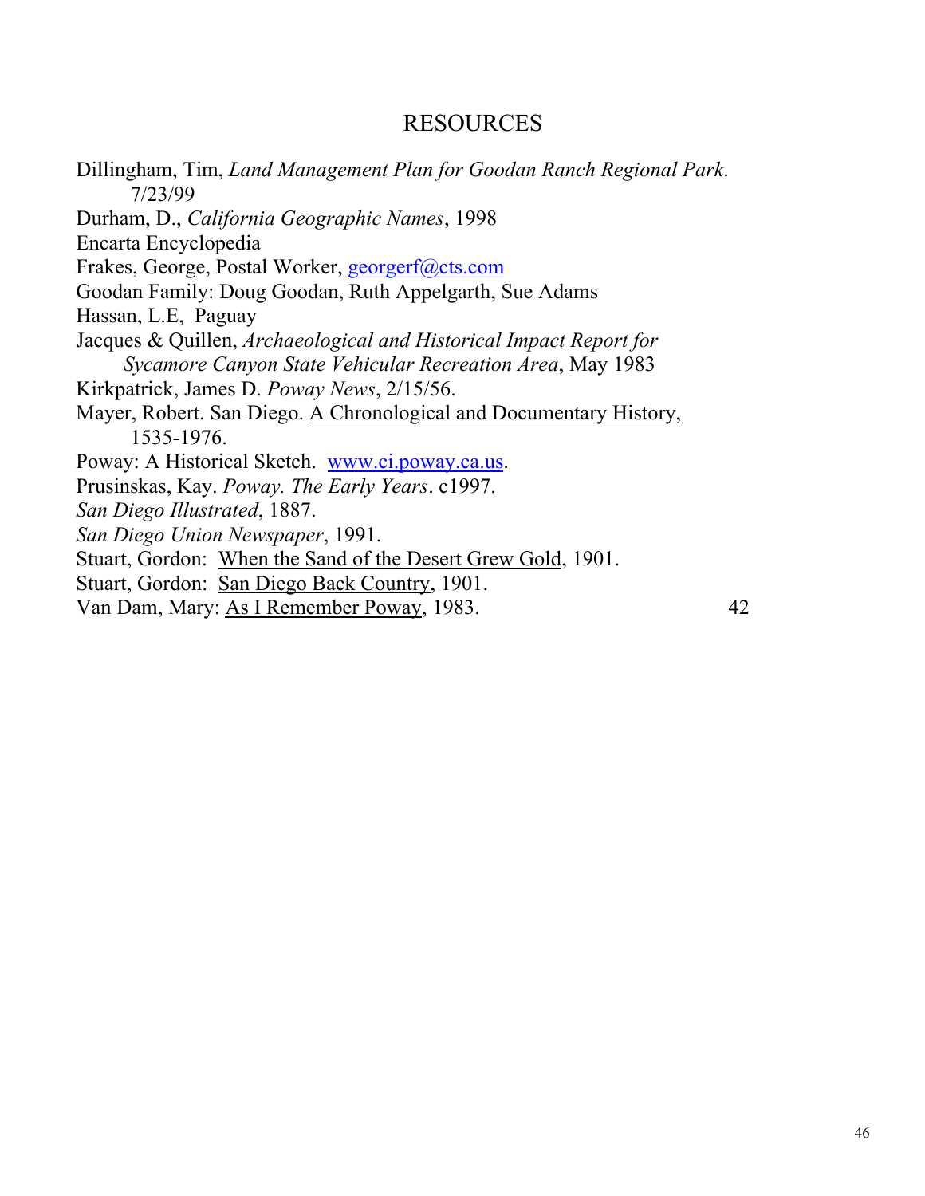# RESOURCES

Dillingham, Tim, *Land Management Plan for Goodan Ranch Regional Park.* 7/23/99

Durham, D., *California Geographic Names*, 1998

Encarta Encyclopedia

Frakes, George, Postal Worker, georgerf@cts.com

Goodan Family: Doug Goodan, Ruth Appelgarth, Sue Adams

Hassan, L.E, Paguay

Jacques & Quillen, *Archaeological and Historical Impact Report for Sycamore Canyon State Vehicular Recreation Area*, May 1983

Kirkpatrick, James D. *Poway News*, 2/15/56.

Mayer, Robert. San Diego. A Chronological and Documentary History, 1535-1976.

Poway: A Historical Sketch. www.ci.poway.ca.us.

Prusinskas, Kay. *Poway. The Early Years*. c1997.

*San Diego Illustrated*, 1887.

*San Diego Union Newspaper*, 1991.

Stuart, Gordon: When the Sand of the Desert Grew Gold, 1901.

Stuart, Gordon: San Diego Back Country, 1901.

Van Dam, Mary: As I Remember Poway, 1983.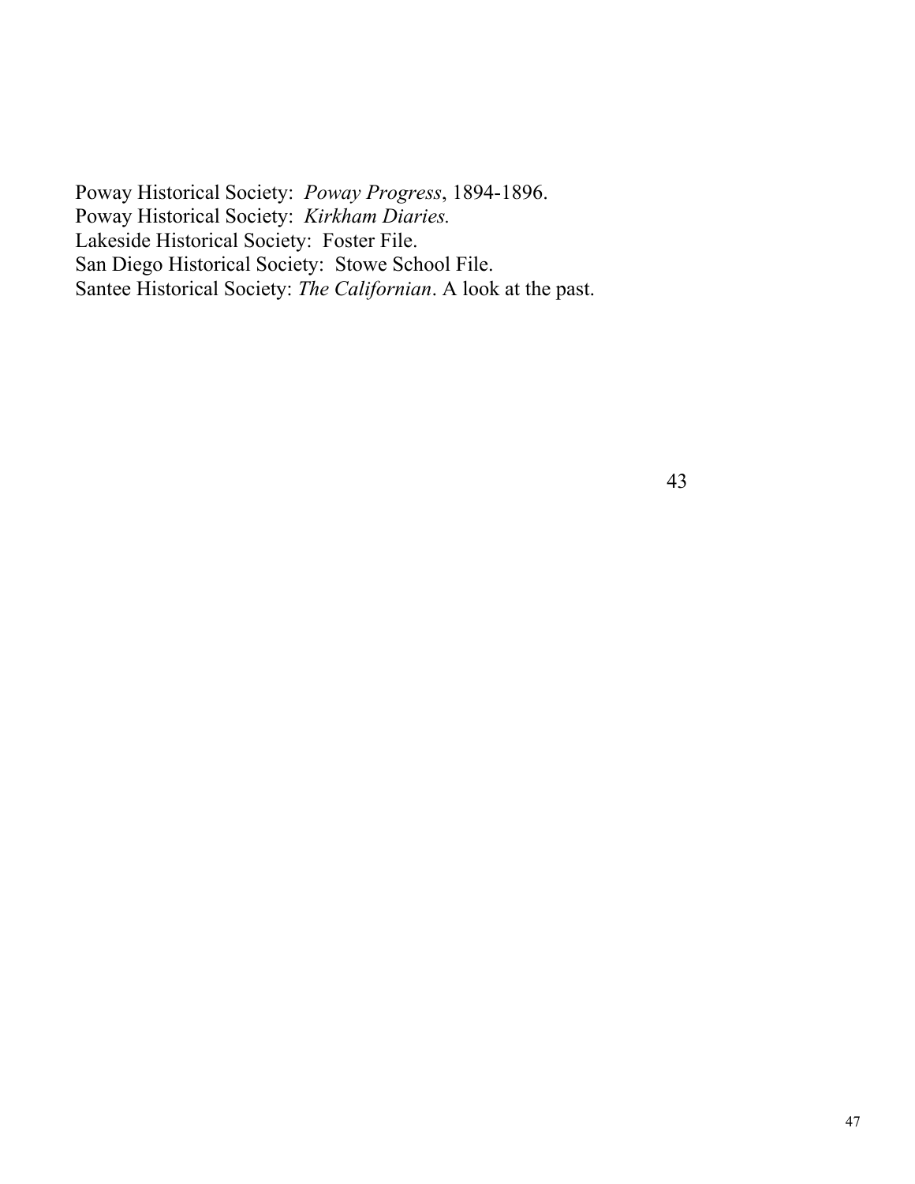Poway Historical Society: *Poway Progress*, 1894-1896.
Poway Historical Society: *Kirkham Diaries.*
Lakeside Historical Society: Foster File.
San Diego Historical Society: Stowe School File.
Santee Historical Society: *The Californian*. A look at the past.